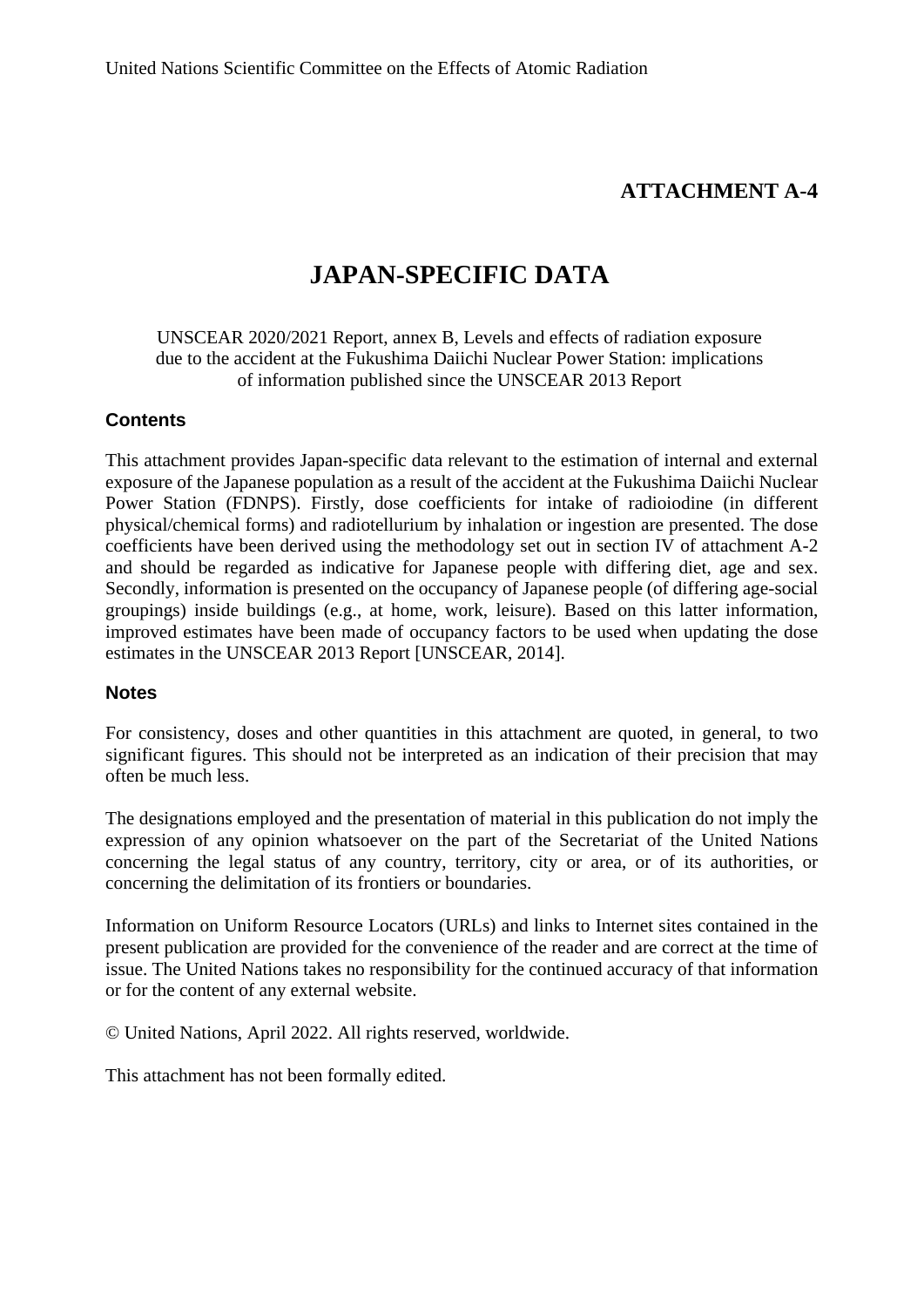United Nations Scientific Committee on the Effects of Atomic Radiation

# ATTACHMENT A-4

# JAPAN-SPECIFIC DATA

UNSCEAR 2020/2021 Report, annex B, Levels and effects of radiation exposure due to the accident at the Fukushima Daiichi Nuclear Power Station: implications of information published since the UNSCEAR 2013 Report

## Contents

This attachment provides Japan-specific data relevant to the estimation of internal and external exposure of the Japanese population as a result of the accident at the Fukushima Daiichi Nuclear Power Station (FDNPS). Firstly, dose coefficients for intake of radioiodine (in different physical/chemical forms) and radiotellurium by inhalation or ingestion are presented. The dose coefficients have been derived using the methodology set out in section IV of attachment A-2 and should be regarded as indicative for Japanese people with differing diet, age and sex. Secondly, information is presented on the occupancy of Japanese people (of differing age-social groupings) inside buildings (e.g., at home, work, leisure). Based on this latter information, improved estimates have been made of occupancy factors to be used when updating the dose estimates in the UNSCEAR 2013 Report [UNSCEAR, 2014].

## Notes

For consistency, doses and other quantities in this attachment are quoted, in general, to two significant figures. This should not be interpreted as an indication of their precision that may often be much less.

The designations employed and the presentation of material in this publication do not imply the expression of any opinion whatsoever on the part of the Secretariat of the United Nations concerning the legal status of any country, territory, city or area, or of its authorities, or concerning the delimitation of its frontiers or boundaries.

Information on Uniform Resource Locators (URLs) and links to Internet sites contained in the present publication are provided for the convenience of the reader and are correct at the time of issue. The United Nations takes no responsibility for the continued accuracy of that information or for the content of any external website.

© United Nations, April 2022. All rights reserved, worldwide.

This attachment has not been formally edited.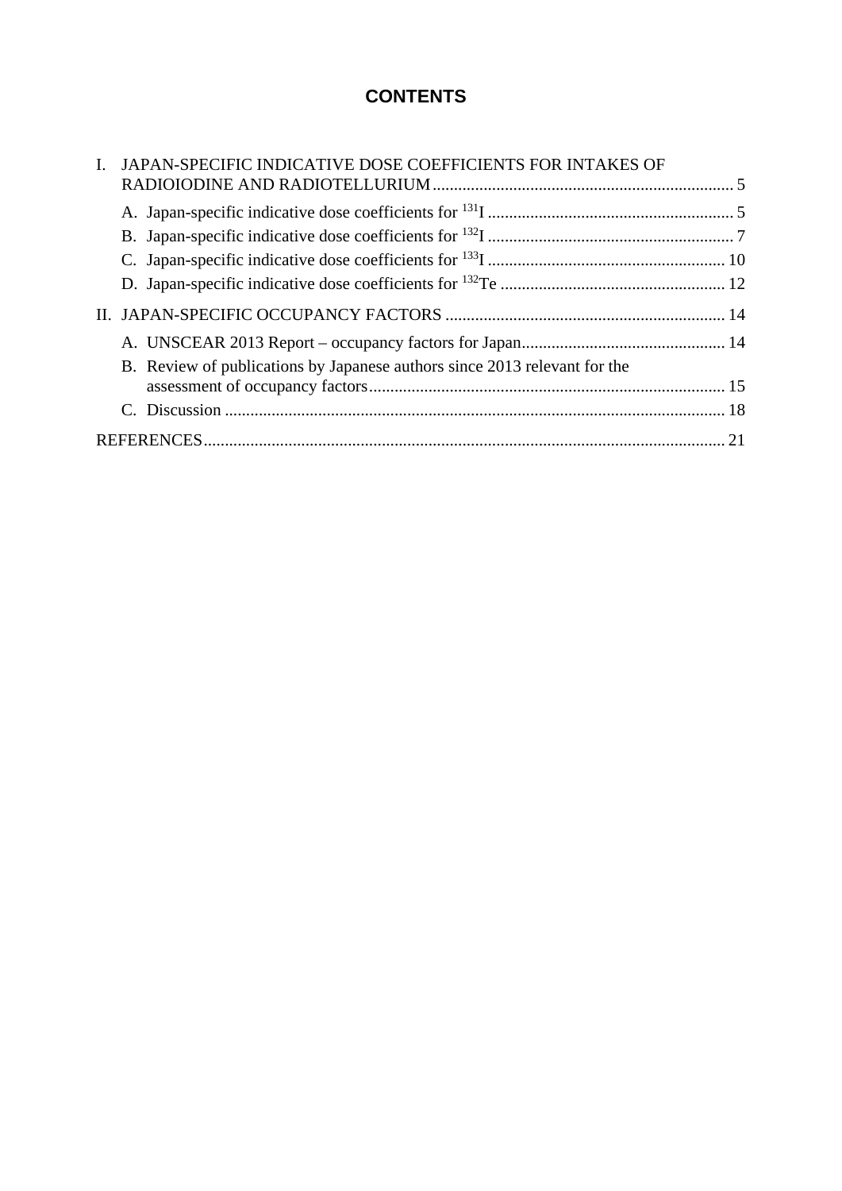# CONTENTS

I. JAPAN-SPECIFIC INDICATIVE DOSE COEFFICIENTS FOR INTAKES OF RADIOIODINE AND RADIOTELLURIUM ....... 5

- A. Japan-specific indicative dose coefficients for $^{131}$I ....... 5
- B. Japan-specific indicative dose coefficients for $^{132}$I ....... 7
- C. Japan-specific indicative dose coefficients for $^{133}$I ....... 10
- D. Japan-specific indicative dose coefficients for $^{132}$Te ....... 12

II. JAPAN-SPECIFIC OCCUPANCY FACTORS ....... 14

- A. UNSCEAR 2013 Report – occupancy factors for Japan ....... 14
- B. Review of publications by Japanese authors since 2013 relevant for the assessment of occupancy factors ....... 15
- C. Discussion ....... 18

REFERENCES ....... 21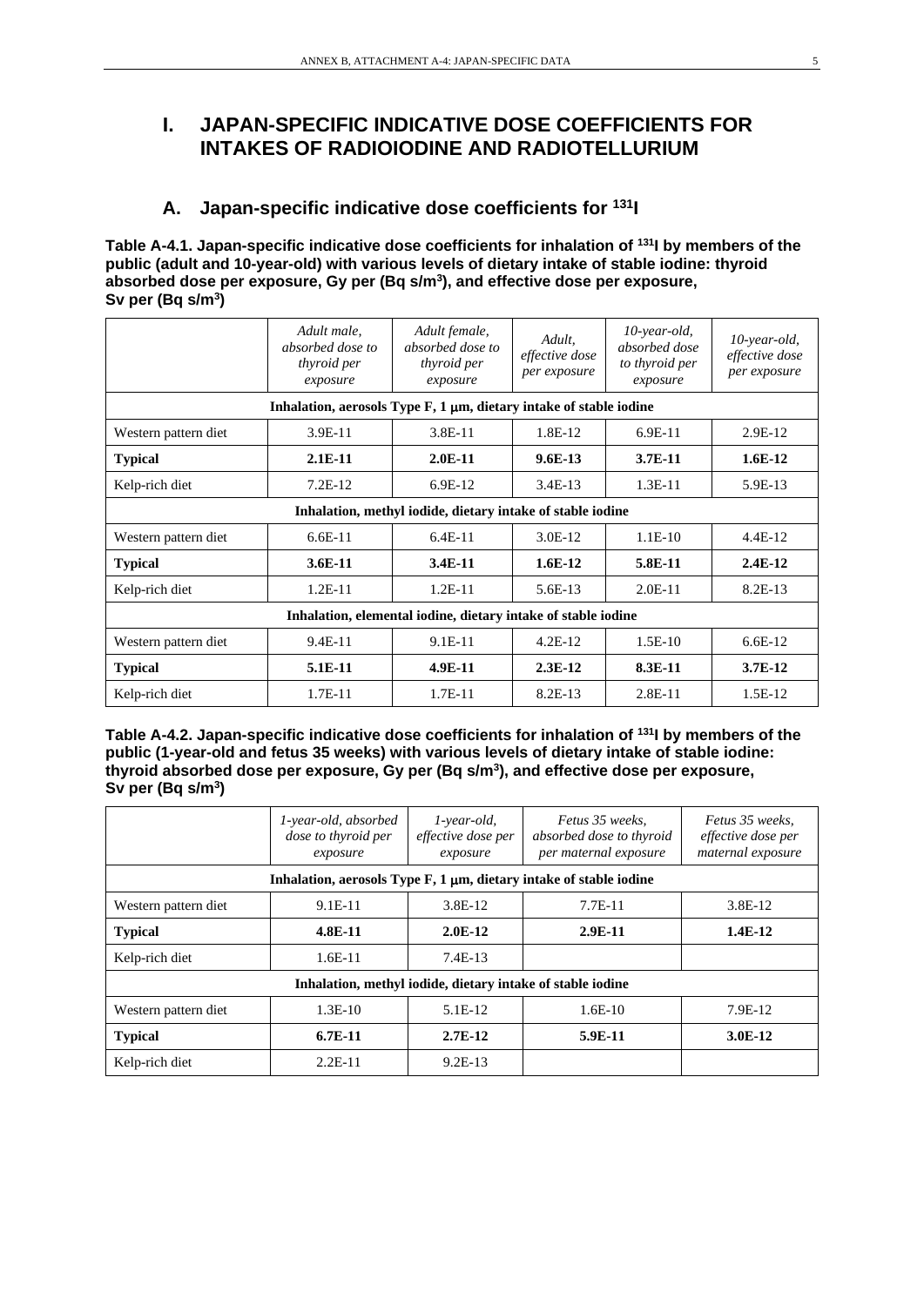# I. JAPAN-SPECIFIC INDICATIVE DOSE COEFFICIENTS FOR INTAKES OF RADIOIODINE AND RADIOTELLURIUM

## A. Japan-specific indicative dose coefficients for $^{131}$I

**Table A-4.1. Japan-specific indicative dose coefficients for inhalation of $^{131}$I by members of the public (adult and 10-year-old) with various levels of dietary intake of stable iodine: thyroid absorbed dose per exposure, Gy per (Bq s/m$^3$), and effective dose per exposure, Sv per (Bq s/m$^3$)**

| | *Adult male, absorbed dose to thyroid per exposure* | *Adult female, absorbed dose to thyroid per exposure* | *Adult, effective dose per exposure* | *10-year-old, absorbed dose to thyroid per exposure* | *10-year-old, effective dose per exposure* |
|---|---|---|---|---|---|
| **Inhalation, aerosols Type F, 1 μm, dietary intake of stable iodine** | | | | | |
| Western pattern diet | 3.9E-11 | 3.8E-11 | 1.8E-12 | 6.9E-11 | 2.9E-12 |
| **Typical** | **2.1E-11** | **2.0E-11** | **9.6E-13** | **3.7E-11** | **1.6E-12** |
| Kelp-rich diet | 7.2E-12 | 6.9E-12 | 3.4E-13 | 1.3E-11 | 5.9E-13 |
| **Inhalation, methyl iodide, dietary intake of stable iodine** | | | | | |
| Western pattern diet | 6.6E-11 | 6.4E-11 | 3.0E-12 | 1.1E-10 | 4.4E-12 |
| **Typical** | **3.6E-11** | **3.4E-11** | **1.6E-12** | **5.8E-11** | **2.4E-12** |
| Kelp-rich diet | 1.2E-11 | 1.2E-11 | 5.6E-13 | 2.0E-11 | 8.2E-13 |
| **Inhalation, elemental iodine, dietary intake of stable iodine** | | | | | |
| Western pattern diet | 9.4E-11 | 9.1E-11 | 4.2E-12 | 1.5E-10 | 6.6E-12 |
| **Typical** | **5.1E-11** | **4.9E-11** | **2.3E-12** | **8.3E-11** | **3.7E-12** |
| Kelp-rich diet | 1.7E-11 | 1.7E-11 | 8.2E-13 | 2.8E-11 | 1.5E-12 |

**Table A-4.2. Japan-specific indicative dose coefficients for inhalation of $^{131}$I by members of the public (1-year-old and fetus 35 weeks) with various levels of dietary intake of stable iodine: thyroid absorbed dose per exposure, Gy per (Bq s/m$^3$), and effective dose per exposure, Sv per (Bq s/m$^3$)**

| | *1-year-old, absorbed dose to thyroid per exposure* | *1-year-old, effective dose per exposure* | *Fetus 35 weeks, absorbed dose to thyroid per maternal exposure* | *Fetus 35 weeks, effective dose per maternal exposure* |
|---|---|---|---|---|
| **Inhalation, aerosols Type F, 1 μm, dietary intake of stable iodine** | | | | |
| Western pattern diet | 9.1E-11 | 3.8E-12 | 7.7E-11 | 3.8E-12 |
| **Typical** | **4.8E-11** | **2.0E-12** | **2.9E-11** | **1.4E-12** |
| Kelp-rich diet | 1.6E-11 | 7.4E-13 | | |
| **Inhalation, methyl iodide, dietary intake of stable iodine** | | | | |
| Western pattern diet | 1.3E-10 | 5.1E-12 | 1.6E-10 | 7.9E-12 |
| **Typical** | **6.7E-11** | **2.7E-12** | **5.9E-11** | **3.0E-12** |
| Kelp-rich diet | 2.2E-11 | 9.2E-13 | | |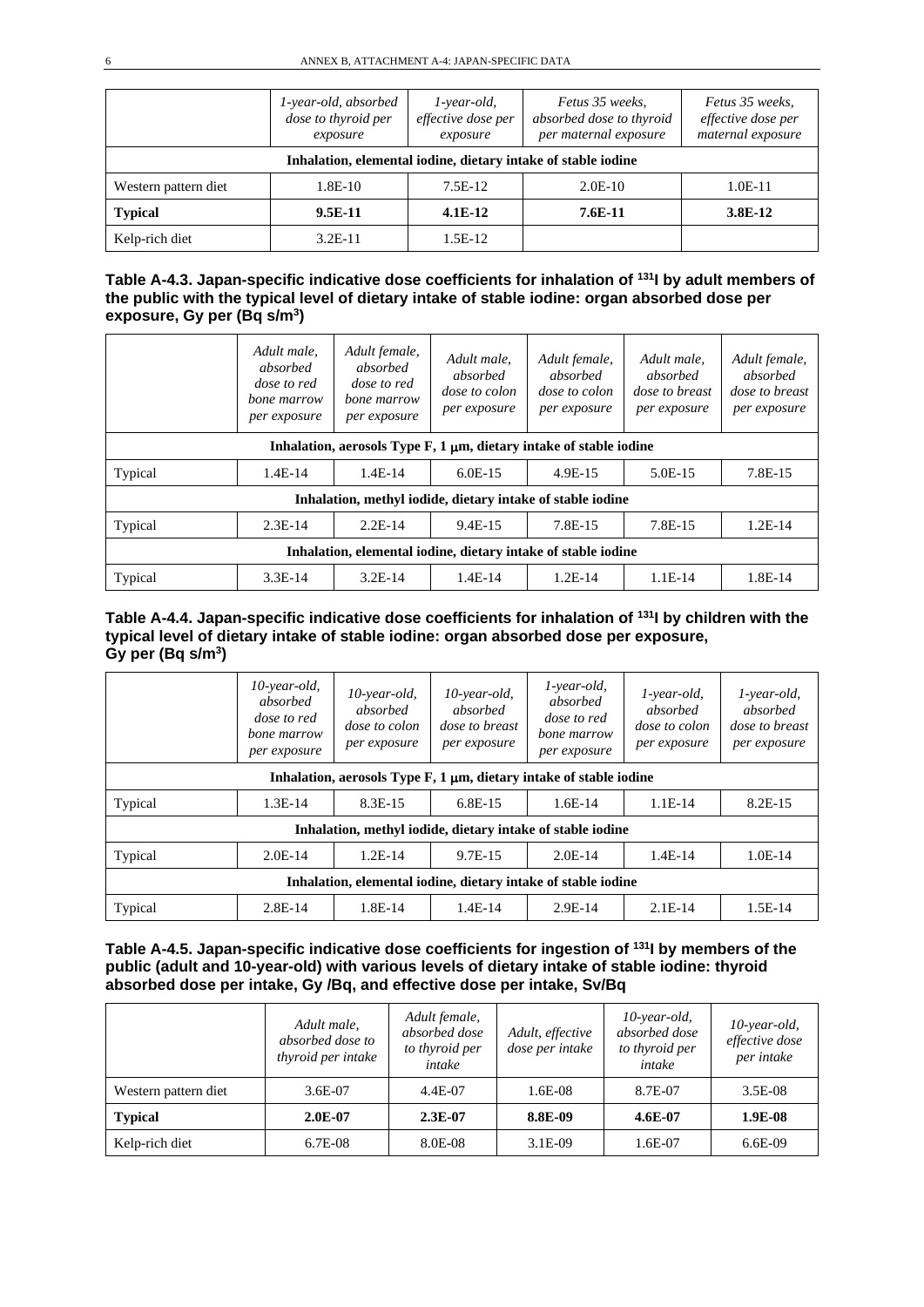| | 1-year-old, absorbed dose to thyroid per exposure | 1-year-old, effective dose per exposure | Fetus 35 weeks, absorbed dose to thyroid per maternal exposure | Fetus 35 weeks, effective dose per maternal exposure |
|---|---|---|---|---|
| **Inhalation, elemental iodine, dietary intake of stable iodine** | | | | |
| Western pattern diet | 1.8E-10 | 7.5E-12 | 2.0E-10 | 1.0E-11 |
| **Typical** | **9.5E-11** | **4.1E-12** | **7.6E-11** | **3.8E-12** |
| Kelp-rich diet | 3.2E-11 | 1.5E-12 | | |

**Table A-4.3. Japan-specific indicative dose coefficients for inhalation of $^{131}$I by adult members of the public with the typical level of dietary intake of stable iodine: organ absorbed dose per exposure, Gy per (Bq s/m$^3$)**

| | *Adult male, absorbed dose to red bone marrow per exposure* | *Adult female, absorbed dose to red bone marrow per exposure* | *Adult male, absorbed dose to colon per exposure* | *Adult female, absorbed dose to colon per exposure* | *Adult male, absorbed dose to breast per exposure* | *Adult female, absorbed dose to breast per exposure* |
|---|---|---|---|---|---|---|
| **Inhalation, aerosols Type F, 1 μm, dietary intake of stable iodine** | | | | | | |
| Typical | 1.4E-14 | 1.4E-14 | 6.0E-15 | 4.9E-15 | 5.0E-15 | 7.8E-15 |
| **Inhalation, methyl iodide, dietary intake of stable iodine** | | | | | | |
| Typical | 2.3E-14 | 2.2E-14 | 9.4E-15 | 7.8E-15 | 7.8E-15 | 1.2E-14 |
| **Inhalation, elemental iodine, dietary intake of stable iodine** | | | | | | |
| Typical | 3.3E-14 | 3.2E-14 | 1.4E-14 | 1.2E-14 | 1.1E-14 | 1.8E-14 |

**Table A-4.4. Japan-specific indicative dose coefficients for inhalation of $^{131}$I by children with the typical level of dietary intake of stable iodine: organ absorbed dose per exposure, Gy per (Bq s/m$^3$)**

| | *10-year-old, absorbed dose to red bone marrow per exposure* | *10-year-old, absorbed dose to colon per exposure* | *10-year-old, absorbed dose to breast per exposure* | *1-year-old, absorbed dose to red bone marrow per exposure* | *1-year-old, absorbed dose to colon per exposure* | *1-year-old, absorbed dose to breast per exposure* |
|---|---|---|---|---|---|---|
| **Inhalation, aerosols Type F, 1 μm, dietary intake of stable iodine** | | | | | | |
| Typical | 1.3E-14 | 8.3E-15 | 6.8E-15 | 1.6E-14 | 1.1E-14 | 8.2E-15 |
| **Inhalation, methyl iodide, dietary intake of stable iodine** | | | | | | |
| Typical | 2.0E-14 | 1.2E-14 | 9.7E-15 | 2.0E-14 | 1.4E-14 | 1.0E-14 |
| **Inhalation, elemental iodine, dietary intake of stable iodine** | | | | | | |
| Typical | 2.8E-14 | 1.8E-14 | 1.4E-14 | 2.9E-14 | 2.1E-14 | 1.5E-14 |

**Table A-4.5. Japan-specific indicative dose coefficients for ingestion of $^{131}$I by members of the public (adult and 10-year-old) with various levels of dietary intake of stable iodine: thyroid absorbed dose per intake, Gy /Bq, and effective dose per intake, Sv/Bq**

| | *Adult male, absorbed dose to thyroid per intake* | *Adult female, absorbed dose to thyroid per intake* | *Adult, effective dose per intake* | *10-year-old, absorbed dose to thyroid per intake* | *10-year-old, effective dose per intake* |
|---|---|---|---|---|---|
| Western pattern diet | 3.6E-07 | 4.4E-07 | 1.6E-08 | 8.7E-07 | 3.5E-08 |
| **Typical** | **2.0E-07** | **2.3E-07** | **8.8E-09** | **4.6E-07** | **1.9E-08** |
| Kelp-rich diet | 6.7E-08 | 8.0E-08 | 3.1E-09 | 1.6E-07 | 6.6E-09 |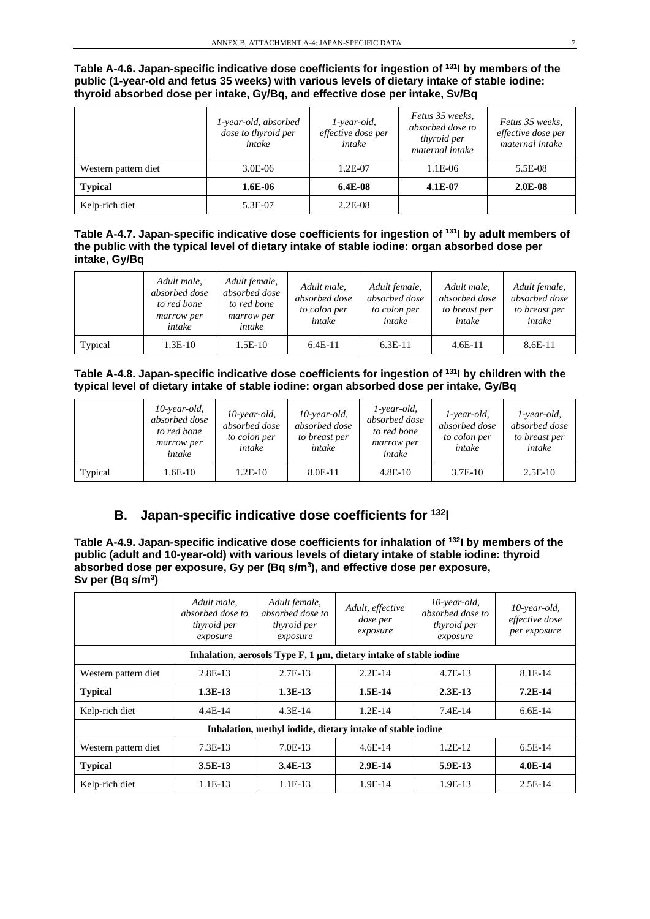**Table A-4.6. Japan-specific indicative dose coefficients for ingestion of $^{131}$I by members of the public (1-year-old and fetus 35 weeks) with various levels of dietary intake of stable iodine: thyroid absorbed dose per intake, Gy/Bq, and effective dose per intake, Sv/Bq**

| | *1-year-old, absorbed dose to thyroid per intake* | *1-year-old, effective dose per intake* | *Fetus 35 weeks, absorbed dose to thyroid per maternal intake* | *Fetus 35 weeks, effective dose per maternal intake* |
|---|---|---|---|---|
| Western pattern diet | 3.0E-06 | 1.2E-07 | 1.1E-06 | 5.5E-08 |
| **Typical** | **1.6E-06** | **6.4E-08** | **4.1E-07** | **2.0E-08** |
| Kelp-rich diet | 5.3E-07 | 2.2E-08 | | |

**Table A-4.7. Japan-specific indicative dose coefficients for ingestion of $^{131}$I by adult members of the public with the typical level of dietary intake of stable iodine: organ absorbed dose per intake, Gy/Bq**

| | *Adult male, absorbed dose to red bone marrow per intake* | *Adult female, absorbed dose to red bone marrow per intake* | *Adult male, absorbed dose to colon per intake* | *Adult female, absorbed dose to colon per intake* | *Adult male, absorbed dose to breast per intake* | *Adult female, absorbed dose to breast per intake* |
|---|---|---|---|---|---|---|
| Typical | 1.3E-10 | 1.5E-10 | 6.4E-11 | 6.3E-11 | 4.6E-11 | 8.6E-11 |

**Table A-4.8. Japan-specific indicative dose coefficients for ingestion of $^{131}$I by children with the typical level of dietary intake of stable iodine: organ absorbed dose per intake, Gy/Bq**

| | *10-year-old, absorbed dose to red bone marrow per intake* | *10-year-old, absorbed dose to colon per intake* | *10-year-old, absorbed dose to breast per intake* | *1-year-old, absorbed dose to red bone marrow per intake* | *1-year-old, absorbed dose to colon per intake* | *1-year-old, absorbed dose to breast per intake* |
|---|---|---|---|---|---|---|
| Typical | 1.6E-10 | 1.2E-10 | 8.0E-11 | 4.8E-10 | 3.7E-10 | 2.5E-10 |

## B. Japan-specific indicative dose coefficients for $^{132}$I

**Table A-4.9. Japan-specific indicative dose coefficients for inhalation of $^{132}$I by members of the public (adult and 10-year-old) with various levels of dietary intake of stable iodine: thyroid absorbed dose per exposure, Gy per (Bq s/m$^3$), and effective dose per exposure, Sv per (Bq s/m$^3$)**

| | *Adult male, absorbed dose to thyroid per exposure* | *Adult female, absorbed dose to thyroid per exposure* | *Adult, effective dose per exposure* | *10-year-old, absorbed dose to thyroid per exposure* | *10-year-old, effective dose per exposure* |
|---|---|---|---|---|---|
| **Inhalation, aerosols Type F, 1 μm, dietary intake of stable iodine** | | | | | |
| Western pattern diet | 2.8E-13 | 2.7E-13 | 2.2E-14 | 4.7E-13 | 8.1E-14 |
| **Typical** | **1.3E-13** | **1.3E-13** | **1.5E-14** | **2.3E-13** | **7.2E-14** |
| Kelp-rich diet | 4.4E-14 | 4.3E-14 | 1.2E-14 | 7.4E-14 | 6.6E-14 |
| **Inhalation, methyl iodide, dietary intake of stable iodine** | | | | | |
| Western pattern diet | 7.3E-13 | 7.0E-13 | 4.6E-14 | 1.2E-12 | 6.5E-14 |
| **Typical** | **3.5E-13** | **3.4E-13** | **2.9E-14** | **5.9E-13** | **4.0E-14** |
| Kelp-rich diet | 1.1E-13 | 1.1E-13 | 1.9E-14 | 1.9E-13 | 2.5E-14 |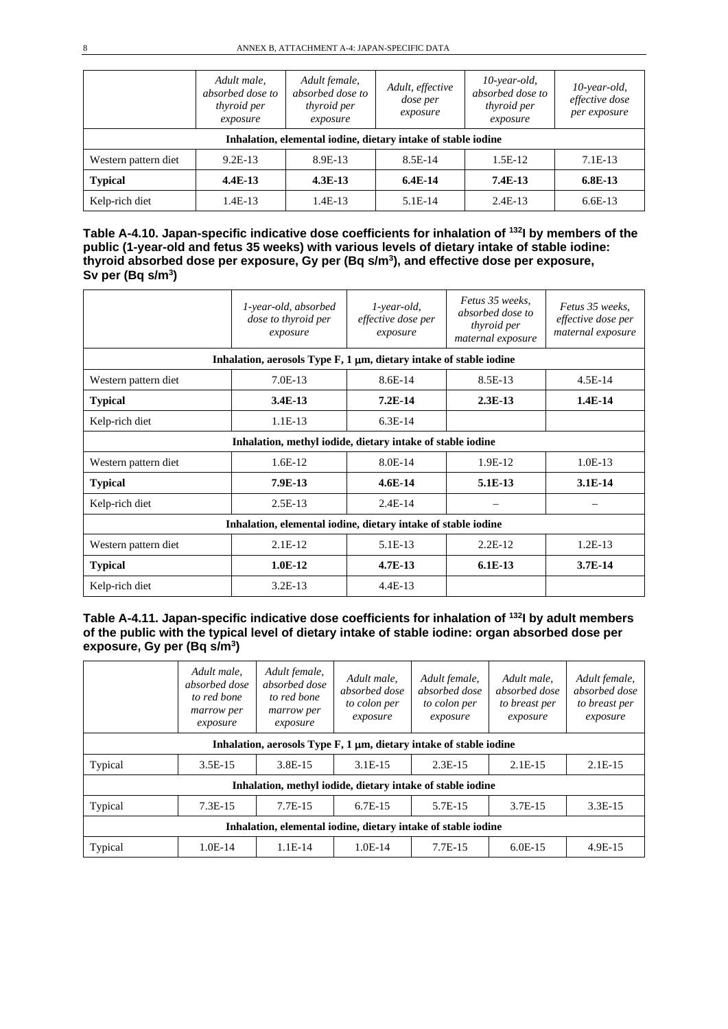| | *Adult male, absorbed dose to thyroid per exposure* | *Adult female, absorbed dose to thyroid per exposure* | *Adult, effective dose per exposure* | *10-year-old, absorbed dose to thyroid per exposure* | *10-year-old, effective dose per exposure* |
|---|---|---|---|---|---|
| **Inhalation, elemental iodine, dietary intake of stable iodine** | | | | | |
| Western pattern diet | 9.2E-13 | 8.9E-13 | 8.5E-14 | 1.5E-12 | 7.1E-13 |
| **Typical** | **4.4E-13** | **4.3E-13** | **6.4E-14** | **7.4E-13** | **6.8E-13** |
| Kelp-rich diet | 1.4E-13 | 1.4E-13 | 5.1E-14 | 2.4E-13 | 6.6E-13 |

**Table A-4.10. Japan-specific indicative dose coefficients for inhalation of $^{132}$I by members of the public (1-year-old and fetus 35 weeks) with various levels of dietary intake of stable iodine: thyroid absorbed dose per exposure, Gy per (Bq s/m$^3$), and effective dose per exposure, Sv per (Bq s/m$^3$)**

| | *1-year-old, absorbed dose to thyroid per exposure* | *1-year-old, effective dose per exposure* | *Fetus 35 weeks, absorbed dose to thyroid per maternal exposure* | *Fetus 35 weeks, effective dose per maternal exposure* |
|---|---|---|---|---|
| **Inhalation, aerosols Type F, 1 μm, dietary intake of stable iodine** | | | | |
| Western pattern diet | 7.0E-13 | 8.6E-14 | 8.5E-13 | 4.5E-14 |
| **Typical** | **3.4E-13** | **7.2E-14** | **2.3E-13** | **1.4E-14** |
| Kelp-rich diet | 1.1E-13 | 6.3E-14 | | |
| **Inhalation, methyl iodide, dietary intake of stable iodine** | | | | |
| Western pattern diet | 1.6E-12 | 8.0E-14 | 1.9E-12 | 1.0E-13 |
| **Typical** | **7.9E-13** | **4.6E-14** | **5.1E-13** | **3.1E-14** |
| Kelp-rich diet | 2.5E-13 | 2.4E-14 | – | – |
| **Inhalation, elemental iodine, dietary intake of stable iodine** | | | | |
| Western pattern diet | 2.1E-12 | 5.1E-13 | 2.2E-12 | 1.2E-13 |
| **Typical** | **1.0E-12** | **4.7E-13** | **6.1E-13** | **3.7E-14** |
| Kelp-rich diet | 3.2E-13 | 4.4E-13 | | |

**Table A-4.11. Japan-specific indicative dose coefficients for inhalation of $^{132}$I by adult members of the public with the typical level of dietary intake of stable iodine: organ absorbed dose per exposure, Gy per (Bq s/m$^3$)**

| | *Adult male, absorbed dose to red bone marrow per exposure* | *Adult female, absorbed dose to red bone marrow per exposure* | *Adult male, absorbed dose to colon per exposure* | *Adult female, absorbed dose to colon per exposure* | *Adult male, absorbed dose to breast per exposure* | *Adult female, absorbed dose to breast per exposure* |
|---|---|---|---|---|---|---|
| **Inhalation, aerosols Type F, 1 μm, dietary intake of stable iodine** | | | | | | |
| Typical | 3.5E-15 | 3.8E-15 | 3.1E-15 | 2.3E-15 | 2.1E-15 | 2.1E-15 |
| **Inhalation, methyl iodide, dietary intake of stable iodine** | | | | | | |
| Typical | 7.3E-15 | 7.7E-15 | 6.7E-15 | 5.7E-15 | 3.7E-15 | 3.3E-15 |
| **Inhalation, elemental iodine, dietary intake of stable iodine** | | | | | | |
| Typical | 1.0E-14 | 1.1E-14 | 1.0E-14 | 7.7E-15 | 6.0E-15 | 4.9E-15 |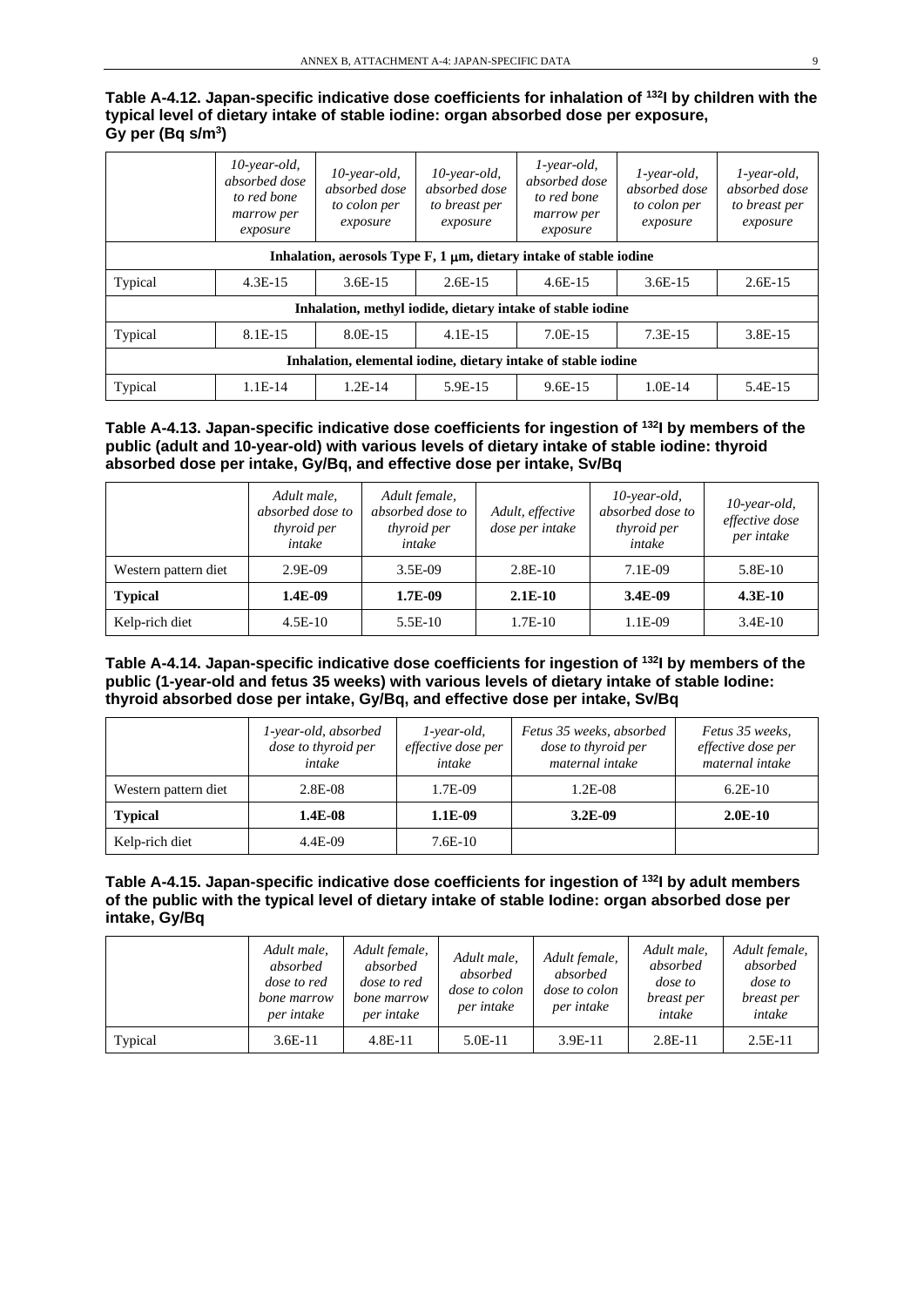**Table A-4.12. Japan-specific indicative dose coefficients for inhalation of $^{132}$I by children with the typical level of dietary intake of stable iodine: organ absorbed dose per exposure, Gy per (Bq s/m$^3$)**

| | *10-year-old, absorbed dose to red bone marrow per exposure* | *10-year-old, absorbed dose to colon per exposure* | *10-year-old, absorbed dose to breast per exposure* | *1-year-old, absorbed dose to red bone marrow per exposure* | *1-year-old, absorbed dose to colon per exposure* | *1-year-old, absorbed dose to breast per exposure* |
|---|---|---|---|---|---|---|
| **Inhalation, aerosols Type F, 1 μm, dietary intake of stable iodine** | | | | | | |
| Typical | 4.3E-15 | 3.6E-15 | 2.6E-15 | 4.6E-15 | 3.6E-15 | 2.6E-15 |
| **Inhalation, methyl iodide, dietary intake of stable iodine** | | | | | | |
| Typical | 8.1E-15 | 8.0E-15 | 4.1E-15 | 7.0E-15 | 7.3E-15 | 3.8E-15 |
| **Inhalation, elemental iodine, dietary intake of stable iodine** | | | | | | |
| Typical | 1.1E-14 | 1.2E-14 | 5.9E-15 | 9.6E-15 | 1.0E-14 | 5.4E-15 |

**Table A-4.13. Japan-specific indicative dose coefficients for ingestion of $^{132}$I by members of the public (adult and 10-year-old) with various levels of dietary intake of stable iodine: thyroid absorbed dose per intake, Gy/Bq, and effective dose per intake, Sv/Bq**

| | *Adult male, absorbed dose to thyroid per intake* | *Adult female, absorbed dose to thyroid per intake* | *Adult, effective dose per intake* | *10-year-old, absorbed dose to thyroid per intake* | *10-year-old, effective dose per intake* |
|---|---|---|---|---|---|
| Western pattern diet | 2.9E-09 | 3.5E-09 | 2.8E-10 | 7.1E-09 | 5.8E-10 |
| **Typical** | **1.4E-09** | **1.7E-09** | **2.1E-10** | **3.4E-09** | **4.3E-10** |
| Kelp-rich diet | 4.5E-10 | 5.5E-10 | 1.7E-10 | 1.1E-09 | 3.4E-10 |

**Table A-4.14. Japan-specific indicative dose coefficients for ingestion of $^{132}$I by members of the public (1-year-old and fetus 35 weeks) with various levels of dietary intake of stable Iodine: thyroid absorbed dose per intake, Gy/Bq, and effective dose per intake, Sv/Bq**

| | *1-year-old, absorbed dose to thyroid per intake* | *1-year-old, effective dose per intake* | *Fetus 35 weeks, absorbed dose to thyroid per maternal intake* | *Fetus 35 weeks, effective dose per maternal intake* |
|---|---|---|---|---|
| Western pattern diet | 2.8E-08 | 1.7E-09 | 1.2E-08 | 6.2E-10 |
| **Typical** | **1.4E-08** | **1.1E-09** | **3.2E-09** | **2.0E-10** |
| Kelp-rich diet | 4.4E-09 | 7.6E-10 | | |

**Table A-4.15. Japan-specific indicative dose coefficients for ingestion of $^{132}$I by adult members of the public with the typical level of dietary intake of stable Iodine: organ absorbed dose per intake, Gy/Bq**

| | *Adult male, absorbed dose to red bone marrow per intake* | *Adult female, absorbed dose to red bone marrow per intake* | *Adult male, absorbed dose to colon per intake* | *Adult female, absorbed dose to colon per intake* | *Adult male, absorbed dose to breast per intake* | *Adult female, absorbed dose to breast per intake* |
|---|---|---|---|---|---|---|
| Typical | 3.6E-11 | 4.8E-11 | 5.0E-11 | 3.9E-11 | 2.8E-11 | 2.5E-11 |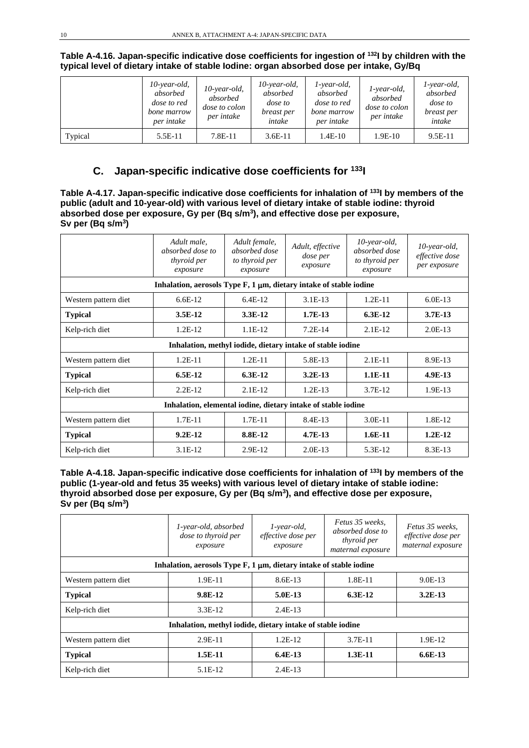**Table A-4.16. Japan-specific indicative dose coefficients for ingestion of $^{132}$I by children with the typical level of dietary intake of stable Iodine: organ absorbed dose per intake, Gy/Bq**

| | *10-year-old, absorbed dose to red bone marrow per intake* | *10-year-old, absorbed dose to colon per intake* | *10-year-old, absorbed dose to breast per intake* | *1-year-old, absorbed dose to red bone marrow per intake* | *1-year-old, absorbed dose to colon per intake* | *1-year-old, absorbed dose to breast per intake* |
|---|---|---|---|---|---|---|
| Typical | 5.5E-11 | 7.8E-11 | 3.6E-11 | 1.4E-10 | 1.9E-10 | 9.5E-11 |

## C. Japan-specific indicative dose coefficients for $^{133}$I

**Table A-4.17. Japan-specific indicative dose coefficients for inhalation of $^{133}$I by members of the public (adult and 10-year-old) with various level of dietary intake of stable iodine: thyroid absorbed dose per exposure, Gy per (Bq s/m$^3$), and effective dose per exposure, Sv per (Bq s/m$^3$)**

| | *Adult male, absorbed dose to thyroid per exposure* | *Adult female, absorbed dose to thyroid per exposure* | *Adult, effective dose per exposure* | *10-year-old, absorbed dose to thyroid per exposure* | *10-year-old, effective dose per exposure* |
|---|---|---|---|---|---|
| **Inhalation, aerosols Type F, 1 μm, dietary intake of stable iodine** | | | | | |
| Western pattern diet | 6.6E-12 | 6.4E-12 | 3.1E-13 | 1.2E-11 | 6.0E-13 |
| **Typical** | **3.5E-12** | **3.3E-12** | **1.7E-13** | **6.3E-12** | **3.7E-13** |
| Kelp-rich diet | 1.2E-12 | 1.1E-12 | 7.2E-14 | 2.1E-12 | 2.0E-13 |
| **Inhalation, methyl iodide, dietary intake of stable iodine** | | | | | |
| Western pattern diet | 1.2E-11 | 1.2E-11 | 5.8E-13 | 2.1E-11 | 8.9E-13 |
| **Typical** | **6.5E-12** | **6.3E-12** | **3.2E-13** | **1.1E-11** | **4.9E-13** |
| Kelp-rich diet | 2.2E-12 | 2.1E-12 | 1.2E-13 | 3.7E-12 | 1.9E-13 |
| **Inhalation, elemental iodine, dietary intake of stable iodine** | | | | | |
| Western pattern diet | 1.7E-11 | 1.7E-11 | 8.4E-13 | 3.0E-11 | 1.8E-12 |
| **Typical** | **9.2E-12** | **8.8E-12** | **4.7E-13** | **1.6E-11** | **1.2E-12** |
| Kelp-rich diet | 3.1E-12 | 2.9E-12 | 2.0E-13 | 5.3E-12 | 8.3E-13 |

**Table A-4.18. Japan-specific indicative dose coefficients for inhalation of $^{133}$I by members of the public (1-year-old and fetus 35 weeks) with various level of dietary intake of stable iodine: thyroid absorbed dose per exposure, Gy per (Bq s/m$^3$), and effective dose per exposure, Sv per (Bq s/m$^3$)**

| | *1-year-old, absorbed dose to thyroid per exposure* | *1-year-old, effective dose per exposure* | *Fetus 35 weeks, absorbed dose to thyroid per maternal exposure* | *Fetus 35 weeks, effective dose per maternal exposure* |
|---|---|---|---|---|
| **Inhalation, aerosols Type F, 1 μm, dietary intake of stable iodine** | | | | |
| Western pattern diet | 1.9E-11 | 8.6E-13 | 1.8E-11 | 9.0E-13 |
| **Typical** | **9.8E-12** | **5.0E-13** | **6.3E-12** | **3.2E-13** |
| Kelp-rich diet | 3.3E-12 | 2.4E-13 | | |
| **Inhalation, methyl iodide, dietary intake of stable iodine** | | | | |
| Western pattern diet | 2.9E-11 | 1.2E-12 | 3.7E-11 | 1.9E-12 |
| **Typical** | **1.5E-11** | **6.4E-13** | **1.3E-11** | **6.6E-13** |
| Kelp-rich diet | 5.1E-12 | 2.4E-13 | | |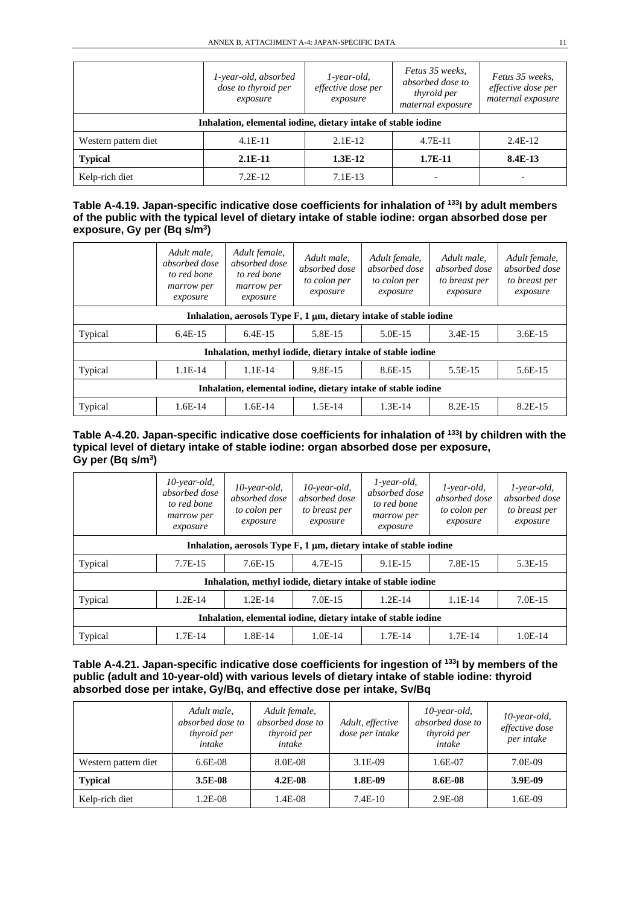| | *1-year-old, absorbed dose to thyroid per exposure* | *1-year-old, effective dose per exposure* | *Fetus 35 weeks, absorbed dose to thyroid per maternal exposure* | *Fetus 35 weeks, effective dose per maternal exposure* |
|---|---|---|---|---|
| **Inhalation, elemental iodine, dietary intake of stable iodine** | | | | |
| Western pattern diet | 4.1E-11 | 2.1E-12 | 4.7E-11 | 2.4E-12 |
| **Typical** | **2.1E-11** | **1.3E-12** | **1.7E-11** | **8.4E-13** |
| Kelp-rich diet | 7.2E-12 | 7.1E-13 | - | - |

**Table A-4.19. Japan-specific indicative dose coefficients for inhalation of $^{133}$I by adult members of the public with the typical level of dietary intake of stable iodine: organ absorbed dose per exposure, Gy per (Bq s/m$^3$)**

| | *Adult male, absorbed dose to red bone marrow per exposure* | *Adult female, absorbed dose to red bone marrow per exposure* | *Adult male, absorbed dose to colon per exposure* | *Adult female, absorbed dose to colon per exposure* | *Adult male, absorbed dose to breast per exposure* | *Adult female, absorbed dose to breast per exposure* |
|---|---|---|---|---|---|---|
| **Inhalation, aerosols Type F, 1 μm, dietary intake of stable iodine** | | | | | | |
| Typical | 6.4E-15 | 6.4E-15 | 5.8E-15 | 5.0E-15 | 3.4E-15 | 3.6E-15 |
| **Inhalation, methyl iodide, dietary intake of stable iodine** | | | | | | |
| Typical | 1.1E-14 | 1.1E-14 | 9.8E-15 | 8.6E-15 | 5.5E-15 | 5.6E-15 |
| **Inhalation, elemental iodine, dietary intake of stable iodine** | | | | | | |
| Typical | 1.6E-14 | 1.6E-14 | 1.5E-14 | 1.3E-14 | 8.2E-15 | 8.2E-15 |

**Table A-4.20. Japan-specific indicative dose coefficients for inhalation of $^{133}$I by children with the typical level of dietary intake of stable iodine: organ absorbed dose per exposure, Gy per (Bq s/m$^3$)**

| | *10-year-old, absorbed dose to red bone marrow per exposure* | *10-year-old, absorbed dose to colon per exposure* | *10-year-old, absorbed dose to breast per exposure* | *1-year-old, absorbed dose to red bone marrow per exposure* | *1-year-old, absorbed dose to colon per exposure* | *1-year-old, absorbed dose to breast per exposure* |
|---|---|---|---|---|---|---|
| **Inhalation, aerosols Type F, 1 μm, dietary intake of stable iodine** | | | | | | |
| Typical | 7.7E-15 | 7.6E-15 | 4.7E-15 | 9.1E-15 | 7.8E-15 | 5.3E-15 |
| **Inhalation, methyl iodide, dietary intake of stable iodine** | | | | | | |
| Typical | 1.2E-14 | 1.2E-14 | 7.0E-15 | 1.2E-14 | 1.1E-14 | 7.0E-15 |
| **Inhalation, elemental iodine, dietary intake of stable iodine** | | | | | | |
| Typical | 1.7E-14 | 1.8E-14 | 1.0E-14 | 1.7E-14 | 1.7E-14 | 1.0E-14 |

**Table A-4.21. Japan-specific indicative dose coefficients for ingestion of $^{133}$I by members of the public (adult and 10-year-old) with various levels of dietary intake of stable iodine: thyroid absorbed dose per intake, Gy/Bq, and effective dose per intake, Sv/Bq**

| | *Adult male, absorbed dose to thyroid per intake* | *Adult female, absorbed dose to thyroid per intake* | *Adult, effective dose per intake* | *10-year-old, absorbed dose to thyroid per intake* | *10-year-old, effective dose per intake* |
|---|---|---|---|---|---|
| Western pattern diet | 6.6E-08 | 8.0E-08 | 3.1E-09 | 1.6E-07 | 7.0E-09 |
| **Typical** | **3.5E-08** | **4.2E-08** | **1.8E-09** | **8.6E-08** | **3.9E-09** |
| Kelp-rich diet | 1.2E-08 | 1.4E-08 | 7.4E-10 | 2.9E-08 | 1.6E-09 |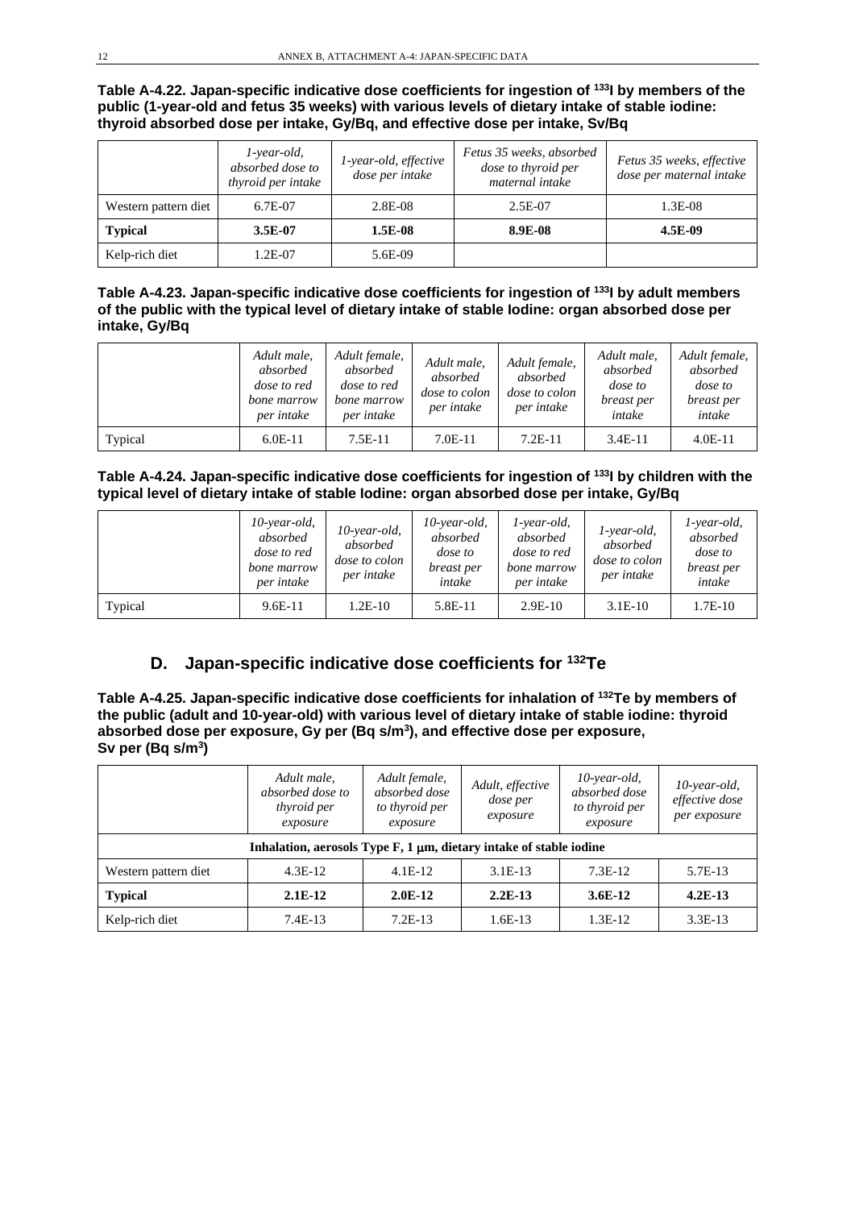**Table A-4.22. Japan-specific indicative dose coefficients for ingestion of $^{133}$I by members of the public (1-year-old and fetus 35 weeks) with various levels of dietary intake of stable iodine: thyroid absorbed dose per intake, Gy/Bq, and effective dose per intake, Sv/Bq**

| | *1-year-old, absorbed dose to thyroid per intake* | *1-year-old, effective dose per intake* | *Fetus 35 weeks, absorbed dose to thyroid per maternal intake* | *Fetus 35 weeks, effective dose per maternal intake* |
|---|---|---|---|---|
| Western pattern diet | 6.7E-07 | 2.8E-08 | 2.5E-07 | 1.3E-08 |
| **Typical** | **3.5E-07** | **1.5E-08** | **8.9E-08** | **4.5E-09** |
| Kelp-rich diet | 1.2E-07 | 5.6E-09 | | |

**Table A-4.23. Japan-specific indicative dose coefficients for ingestion of $^{133}$I by adult members of the public with the typical level of dietary intake of stable Iodine: organ absorbed dose per intake, Gy/Bq**

| | *Adult male, absorbed dose to red bone marrow per intake* | *Adult female, absorbed dose to red bone marrow per intake* | *Adult male, absorbed dose to colon per intake* | *Adult female, absorbed dose to colon per intake* | *Adult male, absorbed dose to breast per intake* | *Adult female, absorbed dose to breast per intake* |
|---|---|---|---|---|---|---|
| Typical | 6.0E-11 | 7.5E-11 | 7.0E-11 | 7.2E-11 | 3.4E-11 | 4.0E-11 |

**Table A-4.24. Japan-specific indicative dose coefficients for ingestion of $^{133}$I by children with the typical level of dietary intake of stable Iodine: organ absorbed dose per intake, Gy/Bq**

| | *10-year-old, absorbed dose to red bone marrow per intake* | *10-year-old, absorbed dose to colon per intake* | *10-year-old, absorbed dose to breast per intake* | *1-year-old, absorbed dose to red bone marrow per intake* | *1-year-old, absorbed dose to colon per intake* | *1-year-old, absorbed dose to breast per intake* |
|---|---|---|---|---|---|---|
| Typical | 9.6E-11 | 1.2E-10 | 5.8E-11 | 2.9E-10 | 3.1E-10 | 1.7E-10 |

## D. Japan-specific indicative dose coefficients for $^{132}$Te

**Table A-4.25. Japan-specific indicative dose coefficients for inhalation of $^{132}$Te by members of the public (adult and 10-year-old) with various level of dietary intake of stable iodine: thyroid absorbed dose per exposure, Gy per (Bq s/m$^3$), and effective dose per exposure, Sv per (Bq s/m$^3$)**

| | *Adult male, absorbed dose to thyroid per exposure* | *Adult female, absorbed dose to thyroid per exposure* | *Adult, effective dose per exposure* | *10-year-old, absorbed dose to thyroid per exposure* | *10-year-old, effective dose per exposure* |
|---|---|---|---|---|---|
| **Inhalation, aerosols Type F, 1 μm, dietary intake of stable iodine** | | | | | |
| Western pattern diet | 4.3E-12 | 4.1E-12 | 3.1E-13 | 7.3E-12 | 5.7E-13 |
| **Typical** | **2.1E-12** | **2.0E-12** | **2.2E-13** | **3.6E-12** | **4.2E-13** |
| Kelp-rich diet | 7.4E-13 | 7.2E-13 | 1.6E-13 | 1.3E-12 | 3.3E-13 |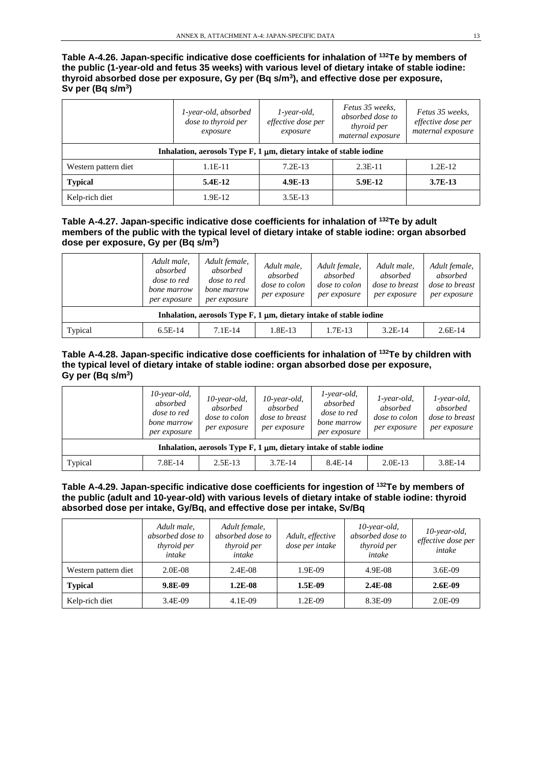**Table A-4.26. Japan-specific indicative dose coefficients for inhalation of $^{132}$Te by members of the public (1-year-old and fetus 35 weeks) with various level of dietary intake of stable iodine: thyroid absorbed dose per exposure, Gy per (Bq s/m$^3$), and effective dose per exposure, Sv per (Bq s/m$^3$)**

| | *1-year-old, absorbed dose to thyroid per exposure* | *1-year-old, effective dose per exposure* | *Fetus 35 weeks, absorbed dose to thyroid per maternal exposure* | *Fetus 35 weeks, effective dose per maternal exposure* |
|---|---|---|---|---|
| **Inhalation, aerosols Type F, 1 μm, dietary intake of stable iodine** | | | | |
| Western pattern diet | 1.1E-11 | 7.2E-13 | 2.3E-11 | 1.2E-12 |
| **Typical** | **5.4E-12** | **4.9E-13** | **5.9E-12** | **3.7E-13** |
| Kelp-rich diet | 1.9E-12 | 3.5E-13 | | |

**Table A-4.27. Japan-specific indicative dose coefficients for inhalation of $^{132}$Te by adult members of the public with the typical level of dietary intake of stable iodine: organ absorbed dose per exposure, Gy per (Bq s/m$^3$)**

| | *Adult male, absorbed dose to red bone marrow per exposure* | *Adult female, absorbed dose to red bone marrow per exposure* | *Adult male, absorbed dose to colon per exposure* | *Adult female, absorbed dose to colon per exposure* | *Adult male, absorbed dose to breast per exposure* | *Adult female, absorbed dose to breast per exposure* |
|---|---|---|---|---|---|---|
| **Inhalation, aerosols Type F, 1 μm, dietary intake of stable iodine** | | | | | | |
| Typical | 6.5E-14 | 7.1E-14 | 1.8E-13 | 1.7E-13 | 3.2E-14 | 2.6E-14 |

**Table A-4.28. Japan-specific indicative dose coefficients for inhalation of $^{132}$Te by children with the typical level of dietary intake of stable iodine: organ absorbed dose per exposure, Gy per (Bq s/m$^3$)**

| | *10-year-old, absorbed dose to red bone marrow per exposure* | *10-year-old, absorbed dose to colon per exposure* | *10-year-old, absorbed dose to breast per exposure* | *1-year-old, absorbed dose to red bone marrow per exposure* | *1-year-old, absorbed dose to colon per exposure* | *1-year-old, absorbed dose to breast per exposure* |
|---|---|---|---|---|---|---|
| **Inhalation, aerosols Type F, 1 μm, dietary intake of stable iodine** | | | | | | |
| Typical | 7.8E-14 | 2.5E-13 | 3.7E-14 | 8.4E-14 | 2.0E-13 | 3.8E-14 |

**Table A-4.29. Japan-specific indicative dose coefficients for ingestion of $^{132}$Te by members of the public (adult and 10-year-old) with various levels of dietary intake of stable iodine: thyroid absorbed dose per intake, Gy/Bq, and effective dose per intake, Sv/Bq**

| | *Adult male, absorbed dose to thyroid per intake* | *Adult female, absorbed dose to thyroid per intake* | *Adult, effective dose per intake* | *10-year-old, absorbed dose to thyroid per intake* | *10-year-old, effective dose per intake* |
|---|---|---|---|---|---|
| Western pattern diet | 2.0E-08 | 2.4E-08 | 1.9E-09 | 4.9E-08 | 3.6E-09 |
| **Typical** | **9.8E-09** | **1.2E-08** | **1.5E-09** | **2.4E-08** | **2.6E-09** |
| Kelp-rich diet | 3.4E-09 | 4.1E-09 | 1.2E-09 | 8.3E-09 | 2.0E-09 |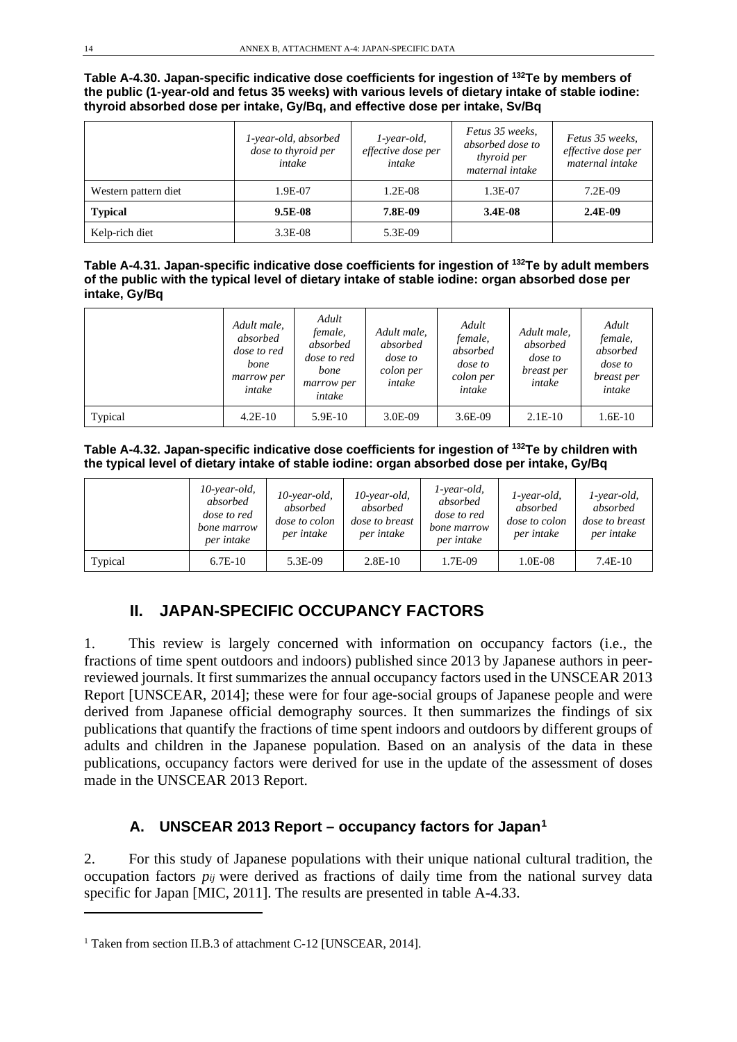**Table A-4.30. Japan-specific indicative dose coefficients for ingestion of $^{132}$Te by members of the public (1-year-old and fetus 35 weeks) with various levels of dietary intake of stable iodine: thyroid absorbed dose per intake, Gy/Bq, and effective dose per intake, Sv/Bq**

| | *1-year-old, absorbed dose to thyroid per intake* | *1-year-old, effective dose per intake* | *Fetus 35 weeks, absorbed dose to thyroid per maternal intake* | *Fetus 35 weeks, effective dose per maternal intake* |
|---|---|---|---|---|
| Western pattern diet | 1.9E-07 | 1.2E-08 | 1.3E-07 | 7.2E-09 |
| **Typical** | **9.5E-08** | **7.8E-09** | **3.4E-08** | **2.4E-09** |
| Kelp-rich diet | 3.3E-08 | 5.3E-09 | | |

**Table A-4.31. Japan-specific indicative dose coefficients for ingestion of $^{132}$Te by adult members of the public with the typical level of dietary intake of stable iodine: organ absorbed dose per intake, Gy/Bq**

| | *Adult male, absorbed dose to red bone marrow per intake* | *Adult female, absorbed dose to red bone marrow per intake* | *Adult male, absorbed dose to colon per intake* | *Adult female, absorbed dose to colon per intake* | *Adult male, absorbed dose to breast per intake* | *Adult female, absorbed dose to breast per intake* |
|---|---|---|---|---|---|---|
| Typical | 4.2E-10 | 5.9E-10 | 3.0E-09 | 3.6E-09 | 2.1E-10 | 1.6E-10 |

**Table A-4.32. Japan-specific indicative dose coefficients for ingestion of $^{132}$Te by children with the typical level of dietary intake of stable iodine: organ absorbed dose per intake, Gy/Bq**

| | *10-year-old, absorbed dose to red bone marrow per intake* | *10-year-old, absorbed dose to colon per intake* | *10-year-old, absorbed dose to breast per intake* | *1-year-old, absorbed dose to red bone marrow per intake* | *1-year-old, absorbed dose to colon per intake* | *1-year-old, absorbed dose to breast per intake* |
|---|---|---|---|---|---|---|
| Typical | 6.7E-10 | 5.3E-09 | 2.8E-10 | 1.7E-09 | 1.0E-08 | 7.4E-10 |

## II. JAPAN-SPECIFIC OCCUPANCY FACTORS

1. This review is largely concerned with information on occupancy factors (i.e., the fractions of time spent outdoors and indoors) published since 2013 by Japanese authors in peer-reviewed journals. It first summarizes the annual occupancy factors used in the UNSCEAR 2013 Report [UNSCEAR, 2014]; these were for four age-social groups of Japanese people and were derived from Japanese official demography sources. It then summarizes the findings of six publications that quantify the fractions of time spent indoors and outdoors by different groups of adults and children in the Japanese population. Based on an analysis of the data in these publications, occupancy factors were derived for use in the update of the assessment of doses made in the UNSCEAR 2013 Report.

### A. UNSCEAR 2013 Report – occupancy factors for Japan[1]

2. For this study of Japanese populations with their unique national cultural tradition, the occupation factors $p_{ij}$ were derived as fractions of daily time from the national survey data specific for Japan [MIC, 2011]. The results are presented in table A-4.33.

[1] Taken from section II.B.3 of attachment C-12 [UNSCEAR, 2014].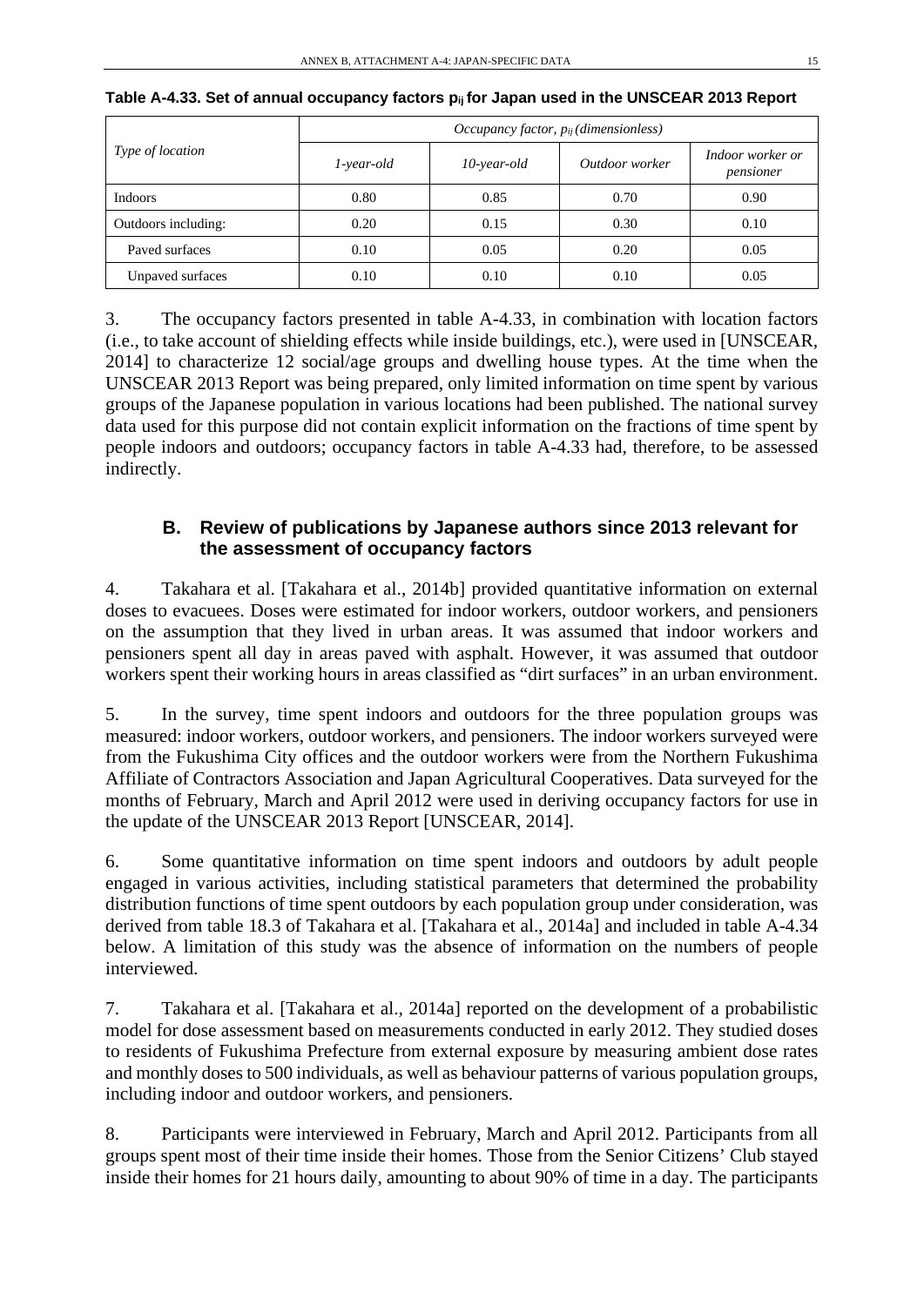**Table A-4.33. Set of annual occupancy factors $p_{ij}$ for Japan used in the UNSCEAR 2013 Report**

| *Type of location* | *Occupancy factor, $p_{ij}$ (dimensionless)* | | | |
|---|---|---|---|---|
| | *1-year-old* | *10-year-old* | *Outdoor worker* | *Indoor worker or pensioner* |
| Indoors | 0.80 | 0.85 | 0.70 | 0.90 |
| Outdoors including: | 0.20 | 0.15 | 0.30 | 0.10 |
| Paved surfaces | 0.10 | 0.05 | 0.20 | 0.05 |
| Unpaved surfaces | 0.10 | 0.10 | 0.10 | 0.05 |

3. The occupancy factors presented in table A-4.33, in combination with location factors (i.e., to take account of shielding effects while inside buildings, etc.), were used in [UNSCEAR, 2014] to characterize 12 social/age groups and dwelling house types. At the time when the UNSCEAR 2013 Report was being prepared, only limited information on time spent by various groups of the Japanese population in various locations had been published. The national survey data used for this purpose did not contain explicit information on the fractions of time spent by people indoors and outdoors; occupancy factors in table A-4.33 had, therefore, to be assessed indirectly.

## B. Review of publications by Japanese authors since 2013 relevant for the assessment of occupancy factors

4. Takahara et al. [Takahara et al., 2014b] provided quantitative information on external doses to evacuees. Doses were estimated for indoor workers, outdoor workers, and pensioners on the assumption that they lived in urban areas. It was assumed that indoor workers and pensioners spent all day in areas paved with asphalt. However, it was assumed that outdoor workers spent their working hours in areas classified as "dirt surfaces" in an urban environment.

5. In the survey, time spent indoors and outdoors for the three population groups was measured: indoor workers, outdoor workers, and pensioners. The indoor workers surveyed were from the Fukushima City offices and the outdoor workers were from the Northern Fukushima Affiliate of Contractors Association and Japan Agricultural Cooperatives. Data surveyed for the months of February, March and April 2012 were used in deriving occupancy factors for use in the update of the UNSCEAR 2013 Report [UNSCEAR, 2014].

6. Some quantitative information on time spent indoors and outdoors by adult people engaged in various activities, including statistical parameters that determined the probability distribution functions of time spent outdoors by each population group under consideration, was derived from table 18.3 of Takahara et al. [Takahara et al., 2014a] and included in table A-4.34 below. A limitation of this study was the absence of information on the numbers of people interviewed.

7. Takahara et al. [Takahara et al., 2014a] reported on the development of a probabilistic model for dose assessment based on measurements conducted in early 2012. They studied doses to residents of Fukushima Prefecture from external exposure by measuring ambient dose rates and monthly doses to 500 individuals, as well as behaviour patterns of various population groups, including indoor and outdoor workers, and pensioners.

8. Participants were interviewed in February, March and April 2012. Participants from all groups spent most of their time inside their homes. Those from the Senior Citizens' Club stayed inside their homes for 21 hours daily, amounting to about 90% of time in a day. The participants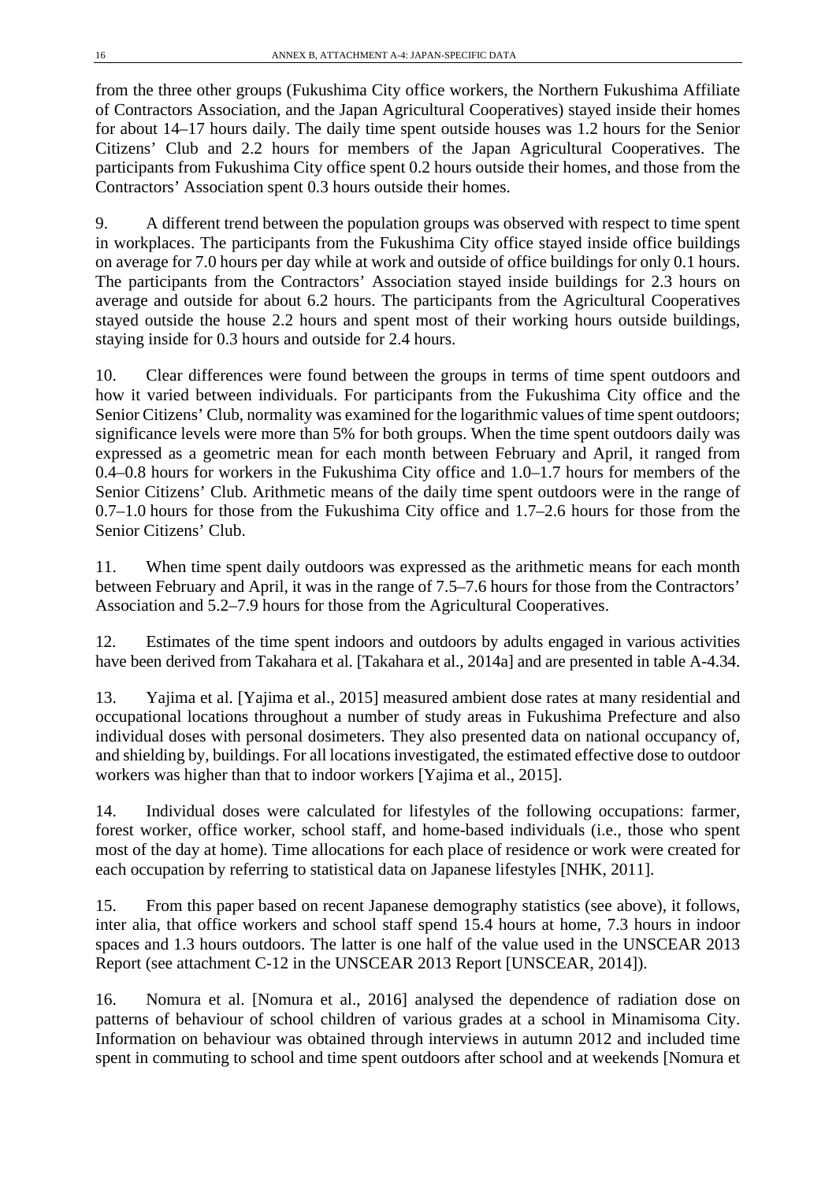from the three other groups (Fukushima City office workers, the Northern Fukushima Affiliate of Contractors Association, and the Japan Agricultural Cooperatives) stayed inside their homes for about 14–17 hours daily. The daily time spent outside houses was 1.2 hours for the Senior Citizens' Club and 2.2 hours for members of the Japan Agricultural Cooperatives. The participants from Fukushima City office spent 0.2 hours outside their homes, and those from the Contractors' Association spent 0.3 hours outside their homes.

9. A different trend between the population groups was observed with respect to time spent in workplaces. The participants from the Fukushima City office stayed inside office buildings on average for 7.0 hours per day while at work and outside of office buildings for only 0.1 hours. The participants from the Contractors' Association stayed inside buildings for 2.3 hours on average and outside for about 6.2 hours. The participants from the Agricultural Cooperatives stayed outside the house 2.2 hours and spent most of their working hours outside buildings, staying inside for 0.3 hours and outside for 2.4 hours.

10. Clear differences were found between the groups in terms of time spent outdoors and how it varied between individuals. For participants from the Fukushima City office and the Senior Citizens' Club, normality was examined for the logarithmic values of time spent outdoors; significance levels were more than 5% for both groups. When the time spent outdoors daily was expressed as a geometric mean for each month between February and April, it ranged from 0.4–0.8 hours for workers in the Fukushima City office and 1.0–1.7 hours for members of the Senior Citizens' Club. Arithmetic means of the daily time spent outdoors were in the range of 0.7–1.0 hours for those from the Fukushima City office and 1.7–2.6 hours for those from the Senior Citizens' Club.

11. When time spent daily outdoors was expressed as the arithmetic means for each month between February and April, it was in the range of 7.5–7.6 hours for those from the Contractors' Association and 5.2–7.9 hours for those from the Agricultural Cooperatives.

12. Estimates of the time spent indoors and outdoors by adults engaged in various activities have been derived from Takahara et al. [Takahara et al., 2014a] and are presented in table A-4.34.

13. Yajima et al. [Yajima et al., 2015] measured ambient dose rates at many residential and occupational locations throughout a number of study areas in Fukushima Prefecture and also individual doses with personal dosimeters. They also presented data on national occupancy of, and shielding by, buildings. For all locations investigated, the estimated effective dose to outdoor workers was higher than that to indoor workers [Yajima et al., 2015].

14. Individual doses were calculated for lifestyles of the following occupations: farmer, forest worker, office worker, school staff, and home-based individuals (i.e., those who spent most of the day at home). Time allocations for each place of residence or work were created for each occupation by referring to statistical data on Japanese lifestyles [NHK, 2011].

15. From this paper based on recent Japanese demography statistics (see above), it follows, inter alia, that office workers and school staff spend 15.4 hours at home, 7.3 hours in indoor spaces and 1.3 hours outdoors. The latter is one half of the value used in the UNSCEAR 2013 Report (see attachment C-12 in the UNSCEAR 2013 Report [UNSCEAR, 2014]).

16. Nomura et al. [Nomura et al., 2016] analysed the dependence of radiation dose on patterns of behaviour of school children of various grades at a school in Minamisoma City. Information on behaviour was obtained through interviews in autumn 2012 and included time spent in commuting to school and time spent outdoors after school and at weekends [Nomura et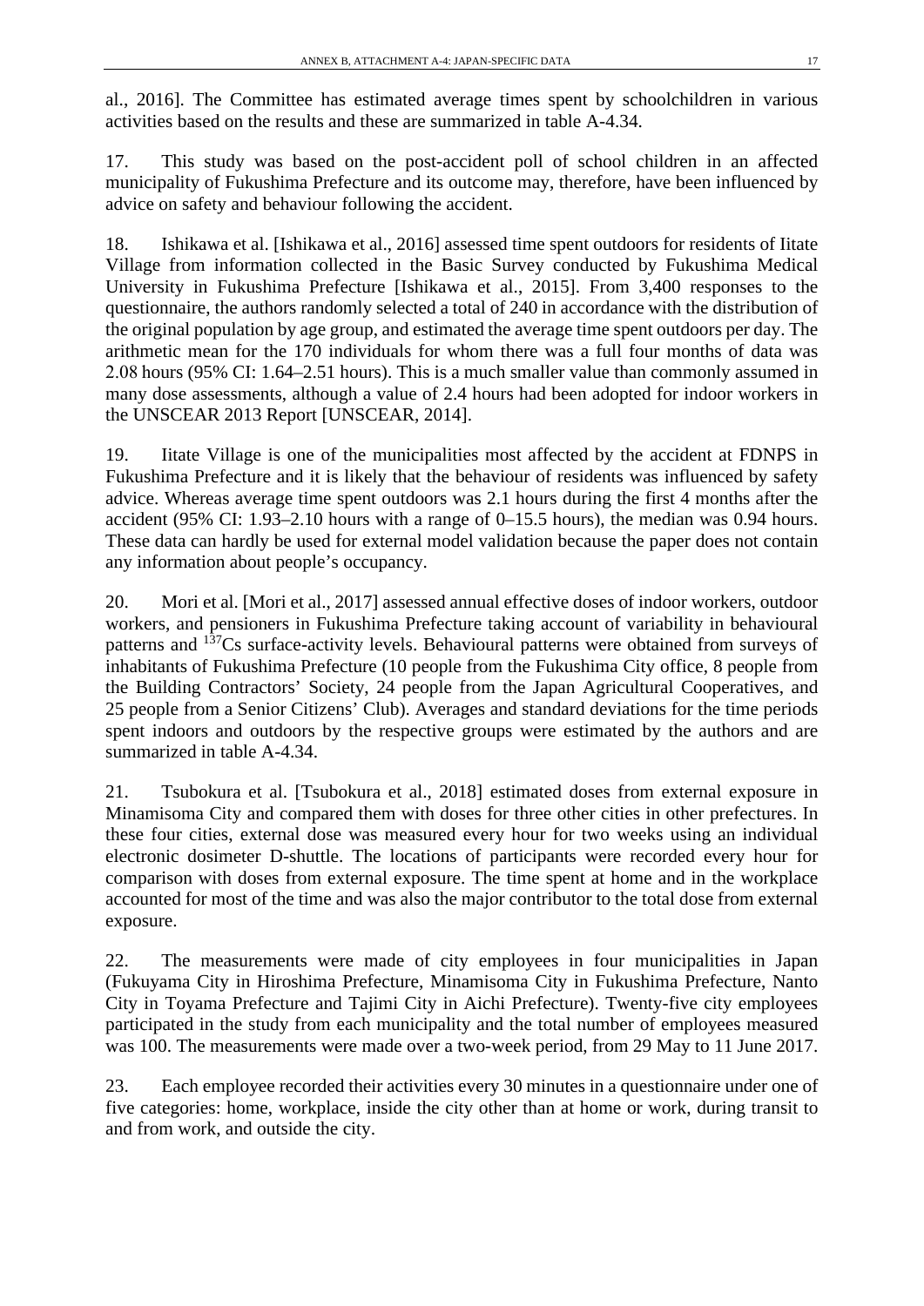al., 2016]. The Committee has estimated average times spent by schoolchildren in various activities based on the results and these are summarized in table A-4.34.

17. This study was based on the post-accident poll of school children in an affected municipality of Fukushima Prefecture and its outcome may, therefore, have been influenced by advice on safety and behaviour following the accident.

18. Ishikawa et al. [Ishikawa et al., 2016] assessed time spent outdoors for residents of Iitate Village from information collected in the Basic Survey conducted by Fukushima Medical University in Fukushima Prefecture [Ishikawa et al., 2015]. From 3,400 responses to the questionnaire, the authors randomly selected a total of 240 in accordance with the distribution of the original population by age group, and estimated the average time spent outdoors per day. The arithmetic mean for the 170 individuals for whom there was a full four months of data was 2.08 hours (95% CI: 1.64–2.51 hours). This is a much smaller value than commonly assumed in many dose assessments, although a value of 2.4 hours had been adopted for indoor workers in the UNSCEAR 2013 Report [UNSCEAR, 2014].

19. Iitate Village is one of the municipalities most affected by the accident at FDNPS in Fukushima Prefecture and it is likely that the behaviour of residents was influenced by safety advice. Whereas average time spent outdoors was 2.1 hours during the first 4 months after the accident (95% CI: 1.93–2.10 hours with a range of 0–15.5 hours), the median was 0.94 hours. These data can hardly be used for external model validation because the paper does not contain any information about people's occupancy.

20. Mori et al. [Mori et al., 2017] assessed annual effective doses of indoor workers, outdoor workers, and pensioners in Fukushima Prefecture taking account of variability in behavioural patterns and $^{137}$Cs surface-activity levels. Behavioural patterns were obtained from surveys of inhabitants of Fukushima Prefecture (10 people from the Fukushima City office, 8 people from the Building Contractors' Society, 24 people from the Japan Agricultural Cooperatives, and 25 people from a Senior Citizens' Club). Averages and standard deviations for the time periods spent indoors and outdoors by the respective groups were estimated by the authors and are summarized in table A-4.34.

21. Tsubokura et al. [Tsubokura et al., 2018] estimated doses from external exposure in Minamisoma City and compared them with doses for three other cities in other prefectures. In these four cities, external dose was measured every hour for two weeks using an individual electronic dosimeter D-shuttle. The locations of participants were recorded every hour for comparison with doses from external exposure. The time spent at home and in the workplace accounted for most of the time and was also the major contributor to the total dose from external exposure.

22. The measurements were made of city employees in four municipalities in Japan (Fukuyama City in Hiroshima Prefecture, Minamisoma City in Fukushima Prefecture, Nanto City in Toyama Prefecture and Tajimi City in Aichi Prefecture). Twenty-five city employees participated in the study from each municipality and the total number of employees measured was 100. The measurements were made over a two-week period, from 29 May to 11 June 2017.

23. Each employee recorded their activities every 30 minutes in a questionnaire under one of five categories: home, workplace, inside the city other than at home or work, during transit to and from work, and outside the city.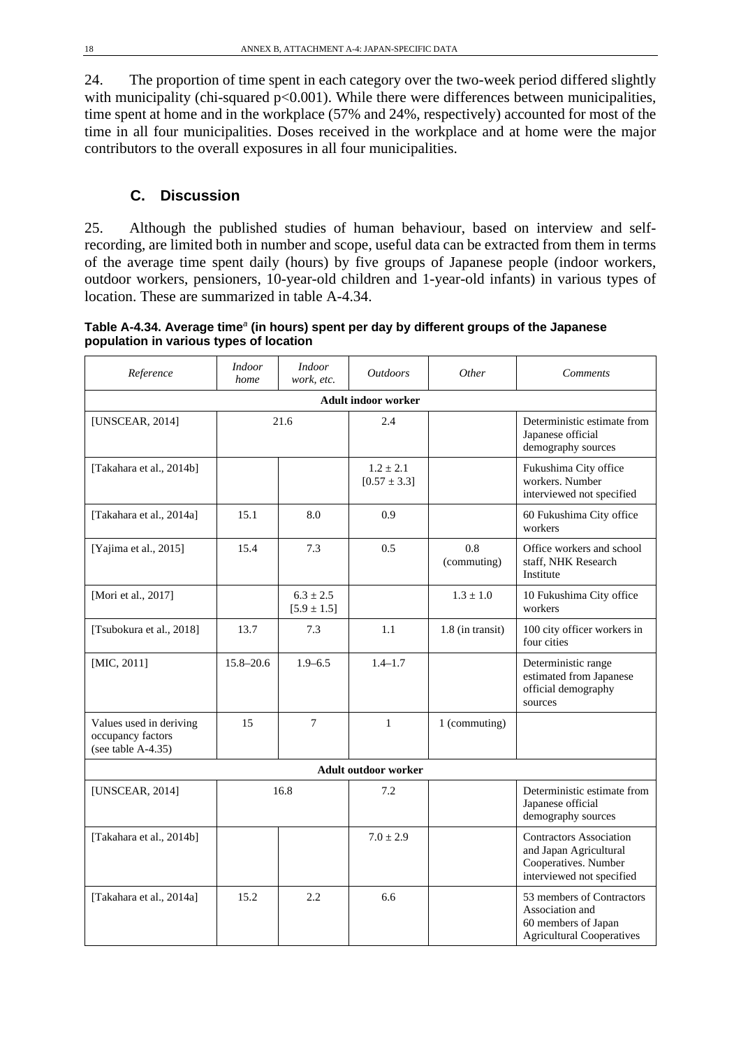24. The proportion of time spent in each category over the two-week period differed slightly with municipality (chi-squared $p<0.001$). While there were differences between municipalities, time spent at home and in the workplace (57% and 24%, respectively) accounted for most of the time in all four municipalities. Doses received in the workplace and at home were the major contributors to the overall exposures in all four municipalities.

## C. Discussion

25. Although the published studies of human behaviour, based on interview and self-recording, are limited both in number and scope, useful data can be extracted from them in terms of the average time spent daily (hours) by five groups of Japanese people (indoor workers, outdoor workers, pensioners, 10-year-old children and 1-year-old infants) in various types of location. These are summarized in table A-4.34.

**Table A-4.34. Average time[a] (in hours) spent per day by different groups of the Japanese population in various types of location**

| *Reference* | *Indoor home* | *Indoor work, etc.* | *Outdoors* | *Other* | *Comments* |
|---|---|---|---|---|---|
| **Adult indoor worker** | | | | | |
| [UNSCEAR, 2014] | 21.6 | | 2.4 | | Deterministic estimate from Japanese official demography sources |
| [Takahara et al., 2014b] | | | 1.2 ± 2.1 [0.57 ± 3.3] | | Fukushima City office workers. Number interviewed not specified |
| [Takahara et al., 2014a] | 15.1 | 8.0 | 0.9 | | 60 Fukushima City office workers |
| [Yajima et al., 2015] | 15.4 | 7.3 | 0.5 | 0.8 (commuting) | Office workers and school staff, NHK Research Institute |
| [Mori et al., 2017] | | 6.3 ± 2.5 [5.9 ± 1.5] | | 1.3 ± 1.0 | 10 Fukushima City office workers |
| [Tsubokura et al., 2018] | 13.7 | 7.3 | 1.1 | 1.8 (in transit) | 100 city officer workers in four cities |
| [MIC, 2011] | 15.8–20.6 | 1.9–6.5 | 1.4–1.7 | | Deterministic range estimated from Japanese official demography sources |
| Values used in deriving occupancy factors (see table A-4.35) | 15 | 7 | 1 | 1 (commuting) | |
| **Adult outdoor worker** | | | | | |
| [UNSCEAR, 2014] | 16.8 | | 7.2 | | Deterministic estimate from Japanese official demography sources |
| [Takahara et al., 2014b] | | | 7.0 ± 2.9 | | Contractors Association and Japan Agricultural Cooperatives. Number interviewed not specified |
| [Takahara et al., 2014a] | 15.2 | 2.2 | 6.6 | | 53 members of Contractors Association and 60 members of Japan Agricultural Cooperatives |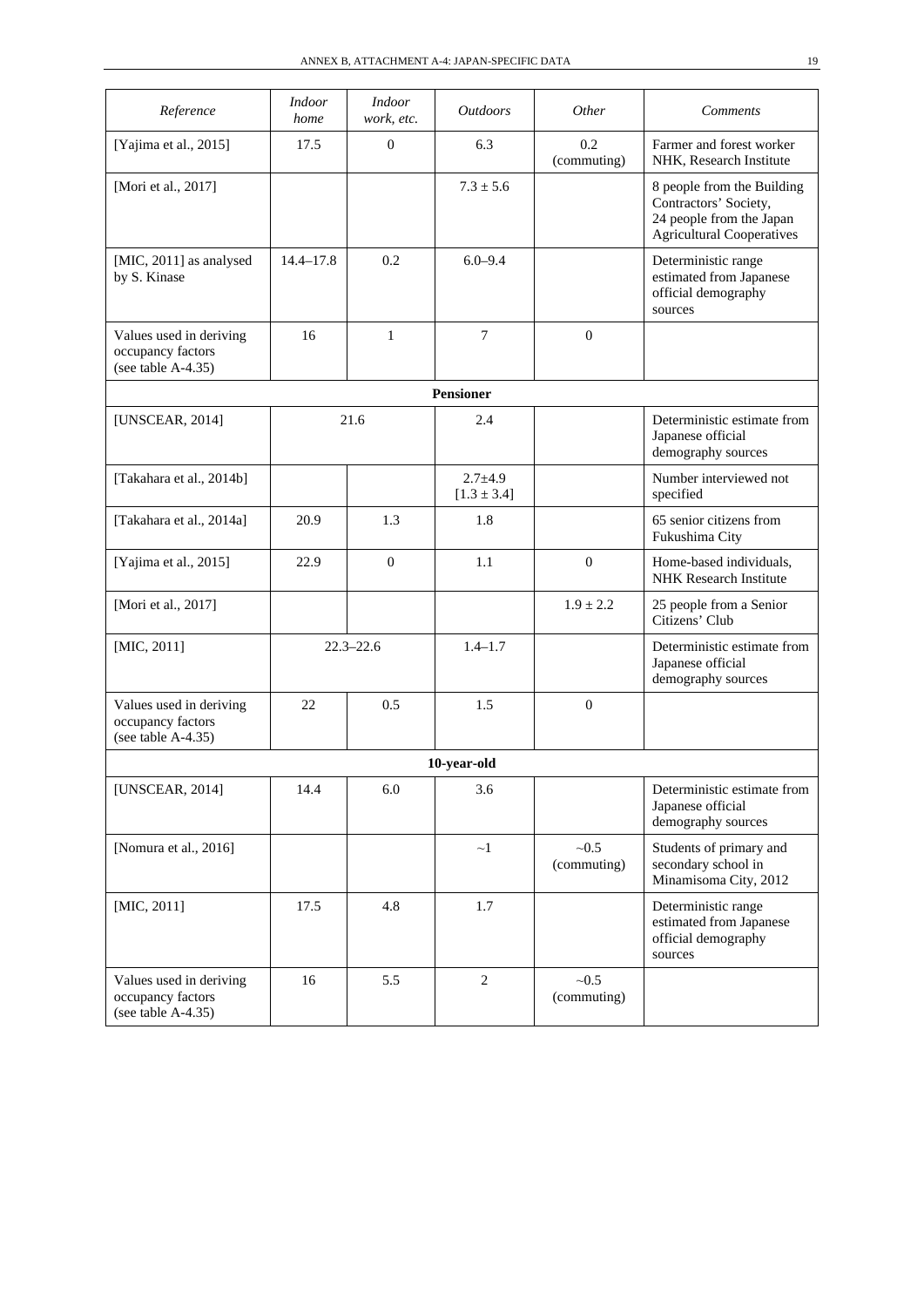| *Reference* | *Indoor home* | *Indoor work, etc.* | *Outdoors* | *Other* | *Comments* |
|---|---|---|---|---|---|
| [Yajima et al., 2015] | 17.5 | 0 | 6.3 | 0.2 (commuting) | Farmer and forest worker NHK, Research Institute |
| [Mori et al., 2017] | | | 7.3 ± 5.6 | | 8 people from the Building Contractors' Society, 24 people from the Japan Agricultural Cooperatives |
| [MIC, 2011] as analysed by S. Kinase | 14.4–17.8 | 0.2 | 6.0–9.4 | | Deterministic range estimated from Japanese official demography sources |
| Values used in deriving occupancy factors (see table A-4.35) | 16 | 1 | 7 | 0 | |
| **Pensioner** | | | | | |
| [UNSCEAR, 2014] | 21.6 | | 2.4 | | Deterministic estimate from Japanese official demography sources |
| [Takahara et al., 2014b] | | | 2.7±4.9 [1.3 ± 3.4] | | Number interviewed not specified |
| [Takahara et al., 2014a] | 20.9 | 1.3 | 1.8 | | 65 senior citizens from Fukushima City |
| [Yajima et al., 2015] | 22.9 | 0 | 1.1 | 0 | Home-based individuals, NHK Research Institute |
| [Mori et al., 2017] | | | | 1.9 ± 2.2 | 25 people from a Senior Citizens' Club |
| [MIC, 2011] | 22.3–22.6 | | 1.4–1.7 | | Deterministic estimate from Japanese official demography sources |
| Values used in deriving occupancy factors (see table A-4.35) | 22 | 0.5 | 1.5 | 0 | |
| **10-year-old** | | | | | |
| [UNSCEAR, 2014] | 14.4 | 6.0 | 3.6 | | Deterministic estimate from Japanese official demography sources |
| [Nomura et al., 2016] | | | ~1 | ~0.5 (commuting) | Students of primary and secondary school in Minamisoma City, 2012 |
| [MIC, 2011] | 17.5 | 4.8 | 1.7 | | Deterministic range estimated from Japanese official demography sources |
| Values used in deriving occupancy factors (see table A-4.35) | 16 | 5.5 | 2 | ~0.5 (commuting) | |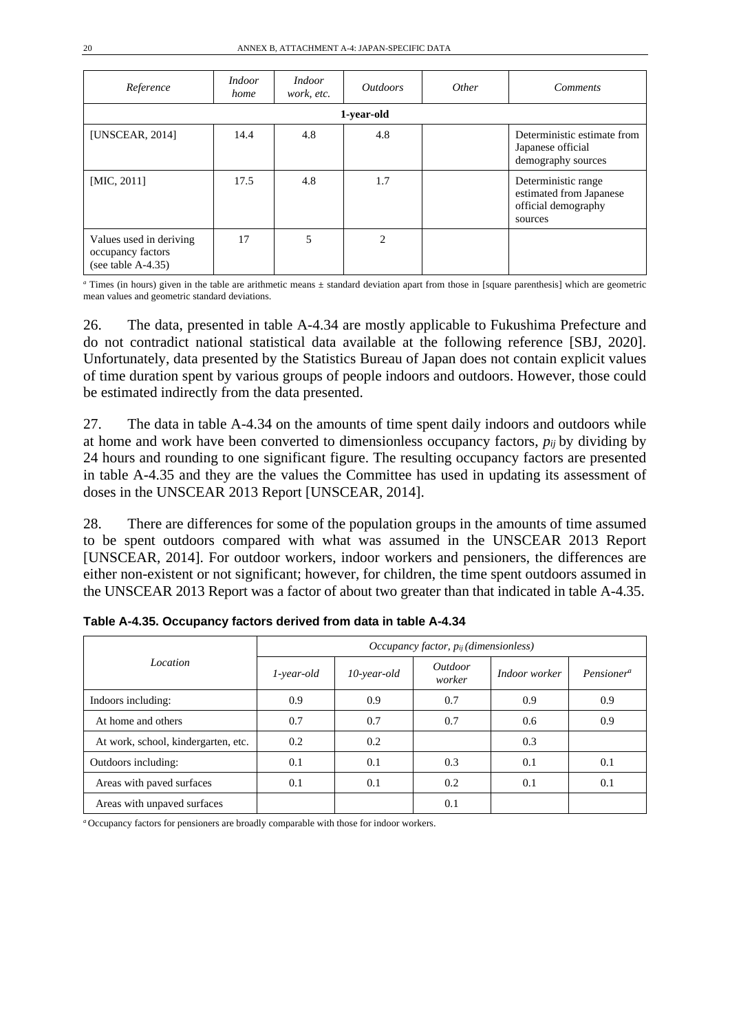| *Reference* | *Indoor home* | *Indoor work, etc.* | *Outdoors* | *Other* | *Comments* |
|---|---|---|---|---|---|
| **1-year-old** | | | | | |
| [UNSCEAR, 2014] | 14.4 | 4.8 | 4.8 | | Deterministic estimate from Japanese official demography sources |
| [MIC, 2011] | 17.5 | 4.8 | 1.7 | | Deterministic range estimated from Japanese official demography sources |
| Values used in deriving occupancy factors (see table A-4.35) | 17 | 5 | 2 | | |

[a] Times (in hours) given in the table are arithmetic means ± standard deviation apart from those in [square parenthesis] which are geometric mean values and geometric standard deviations.

26. The data, presented in table A-4.34 are mostly applicable to Fukushima Prefecture and do not contradict national statistical data available at the following reference [SBJ, 2020]. Unfortunately, data presented by the Statistics Bureau of Japan does not contain explicit values of time duration spent by various groups of people indoors and outdoors. However, those could be estimated indirectly from the data presented.

27. The data in table A-4.34 on the amounts of time spent daily indoors and outdoors while at home and work have been converted to dimensionless occupancy factors, $p_{ij}$ by dividing by 24 hours and rounding to one significant figure. The resulting occupancy factors are presented in table A-4.35 and they are the values the Committee has used in updating its assessment of doses in the UNSCEAR 2013 Report [UNSCEAR, 2014].

28. There are differences for some of the population groups in the amounts of time assumed to be spent outdoors compared with what was assumed in the UNSCEAR 2013 Report [UNSCEAR, 2014]. For outdoor workers, indoor workers and pensioners, the differences are either non-existent or not significant; however, for children, the time spent outdoors assumed in the UNSCEAR 2013 Report was a factor of about two greater than that indicated in table A-4.35.

**Table A-4.35. Occupancy factors derived from data in table A-4.34**

| *Location* | *Occupancy factor, $p_{ij}$ (dimensionless)* | | | | |
|---|---|---|---|---|---|
| | *1-year-old* | *10-year-old* | *Outdoor worker* | *Indoor worker* | *Pensioner*[a] |
| Indoors including: | 0.9 | 0.9 | 0.7 | 0.9 | 0.9 |
| At home and others | 0.7 | 0.7 | 0.7 | 0.6 | 0.9 |
| At work, school, kindergarten, etc. | 0.2 | 0.2 | | 0.3 | |
| Outdoors including: | 0.1 | 0.1 | 0.3 | 0.1 | 0.1 |
| Areas with paved surfaces | 0.1 | 0.1 | 0.2 | 0.1 | 0.1 |
| Areas with unpaved surfaces | | | 0.1 | | |

[a] Occupancy factors for pensioners are broadly comparable with those for indoor workers.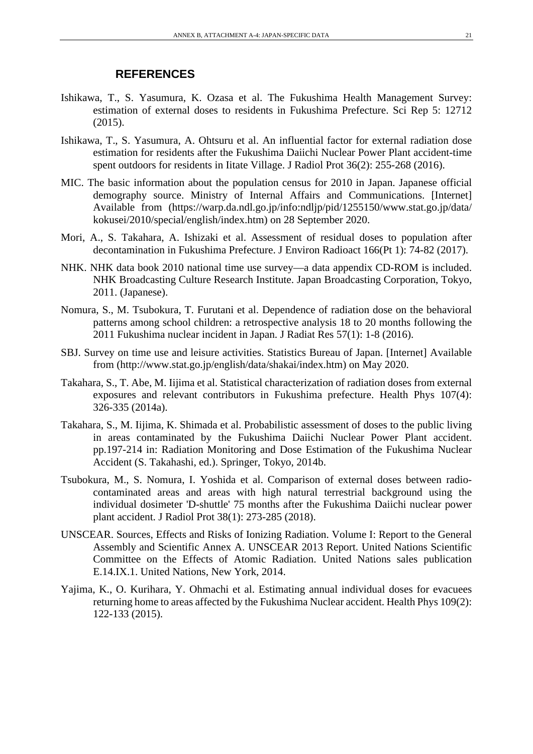## REFERENCES

Ishikawa, T., S. Yasumura, K. Ozasa et al. The Fukushima Health Management Survey: estimation of external doses to residents in Fukushima Prefecture. Sci Rep 5: 12712 (2015).

Ishikawa, T., S. Yasumura, A. Ohtsuru et al. An influential factor for external radiation dose estimation for residents after the Fukushima Daiichi Nuclear Power Plant accident-time spent outdoors for residents in Iitate Village. J Radiol Prot 36(2): 255-268 (2016).

MIC. The basic information about the population census for 2010 in Japan. Japanese official demography source. Ministry of Internal Affairs and Communications. [Internet] Available from (https://warp.da.ndl.go.jp/info:ndljp/pid/1255150/www.stat.go.jp/data/kokusei/2010/special/english/index.htm) on 28 September 2020.

Mori, A., S. Takahara, A. Ishizaki et al. Assessment of residual doses to population after decontamination in Fukushima Prefecture. J Environ Radioact 166(Pt 1): 74-82 (2017).

NHK. NHK data book 2010 national time use survey—a data appendix CD-ROM is included. NHK Broadcasting Culture Research Institute. Japan Broadcasting Corporation, Tokyo, 2011. (Japanese).

Nomura, S., M. Tsubokura, T. Furutani et al. Dependence of radiation dose on the behavioral patterns among school children: a retrospective analysis 18 to 20 months following the 2011 Fukushima nuclear incident in Japan. J Radiat Res 57(1): 1-8 (2016).

SBJ. Survey on time use and leisure activities. Statistics Bureau of Japan. [Internet] Available from (http://www.stat.go.jp/english/data/shakai/index.htm) on May 2020.

Takahara, S., T. Abe, M. Iijima et al. Statistical characterization of radiation doses from external exposures and relevant contributors in Fukushima prefecture. Health Phys 107(4): 326-335 (2014a).

Takahara, S., M. Iijima, K. Shimada et al. Probabilistic assessment of doses to the public living in areas contaminated by the Fukushima Daiichi Nuclear Power Plant accident. pp.197-214 in: Radiation Monitoring and Dose Estimation of the Fukushima Nuclear Accident (S. Takahashi, ed.). Springer, Tokyo, 2014b.

Tsubokura, M., S. Nomura, I. Yoshida et al. Comparison of external doses between radio-contaminated areas and areas with high natural terrestrial background using the individual dosimeter 'D-shuttle' 75 months after the Fukushima Daiichi nuclear power plant accident. J Radiol Prot 38(1): 273-285 (2018).

UNSCEAR. Sources, Effects and Risks of Ionizing Radiation. Volume I: Report to the General Assembly and Scientific Annex A. UNSCEAR 2013 Report. United Nations Scientific Committee on the Effects of Atomic Radiation. United Nations sales publication E.14.IX.1. United Nations, New York, 2014.

Yajima, K., O. Kurihara, Y. Ohmachi et al. Estimating annual individual doses for evacuees returning home to areas affected by the Fukushima Nuclear accident. Health Phys 109(2): 122-133 (2015).